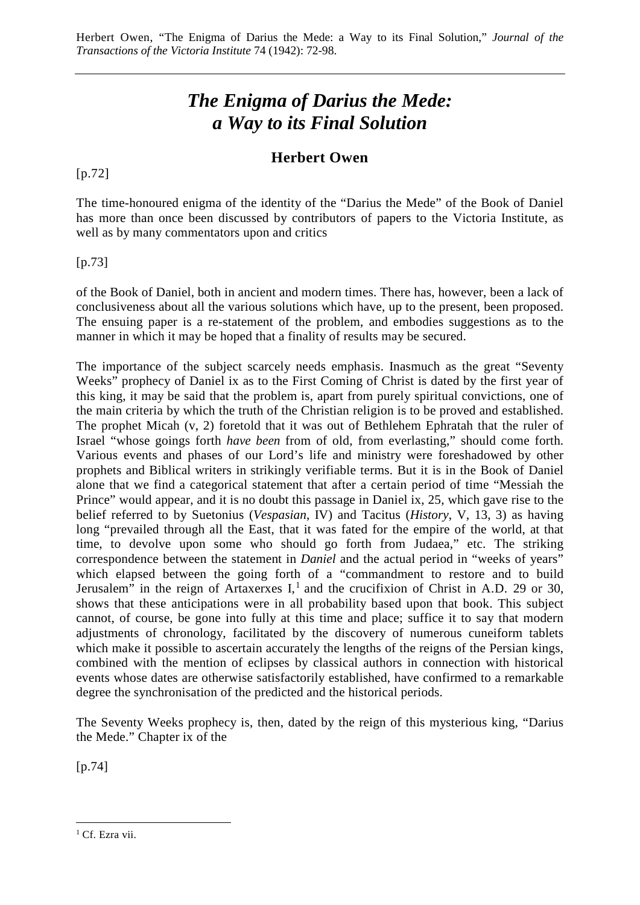Herbert Owen, "The Enigma of Darius the Mede: a Way to its Final Solution," *Journal of the Transactions of the Victoria Institute* 74 (1942): 72-98.

# *The Enigma of Darius the Mede: a Way to its Final Solution*

## Herbert Owen

[p.72]

The time-honoured enigma of the identity of the "Darius the Mede" of the Book of Daniel has more than once been discussed by contributors of papers to the Victoria Institute, as well as by many commentators upon and critics

[p.73]

of the Book of Daniel, both in ancient and modern times. There has, however, been a lack of conclusiveness about all the various solutions which have, up to the present, been proposed. The ensuing paper is a re-statement of the problem, and embodies suggestions as to the manner in which it may be hoped that a finality of results may be secured.

The importance of the subject scarcely needs emphasis. Inasmuch as the great "Seventy Weeks" prophecy of Daniel ix as to the First Coming of Christ is dated by the first year of this king, it may be said that the problem is, apart from purely spiritual convictions, one of the main criteria by which the truth of the Christian religion is to be proved and established. The prophet Micah (v, 2) foretold that it was out of Bethlehem Ephratah that the ruler of Israel "whose goings forth *have been* from of old, from everlasting," should come forth. Various events and phases of our Lord's life and ministry were foreshadowed by other prophets and Biblical writers in strikingly verifiable terms. But it is in the Book of Daniel alone that we find a categorical statement that after a certain period of time "Messiah the Prince" would appear, and it is no doubt this passage in Daniel ix, 25, which gave rise to the belief referred to by Suetonius (*Vespasian*, IV) and Tacitus (*History*, V, 13, 3) as having long "prevailed through all the East, that it was fated for the empire of the world, at that time, to devolve upon some who should go forth from Judaea," etc. The striking correspondence between the statement in *Daniel* and the actual period in "weeks of years" which elapsed between the going forth of a "commandment to restore and to build Jerusalem" in the reign of Artaxerxes I,[1] and the crucifixion of Christ in A.D. 29 or 30, shows that these anticipations were in all probability based upon that book. This subject cannot, of course, be gone into fully at this time and place; suffice it to say that modern adjustments of chronology, facilitated by the discovery of numerous cuneiform tablets which make it possible to ascertain accurately the lengths of the reigns of the Persian kings, combined with the mention of eclipses by classical authors in connection with historical events whose dates are otherwise satisfactorily established, have confirmed to a remarkable degree the synchronisation of the predicted and the historical periods.

The Seventy Weeks prophecy is, then, dated by the reign of this mysterious king, "Darius the Mede." Chapter ix of the

[p.74]

[1] Cf. Ezra vii.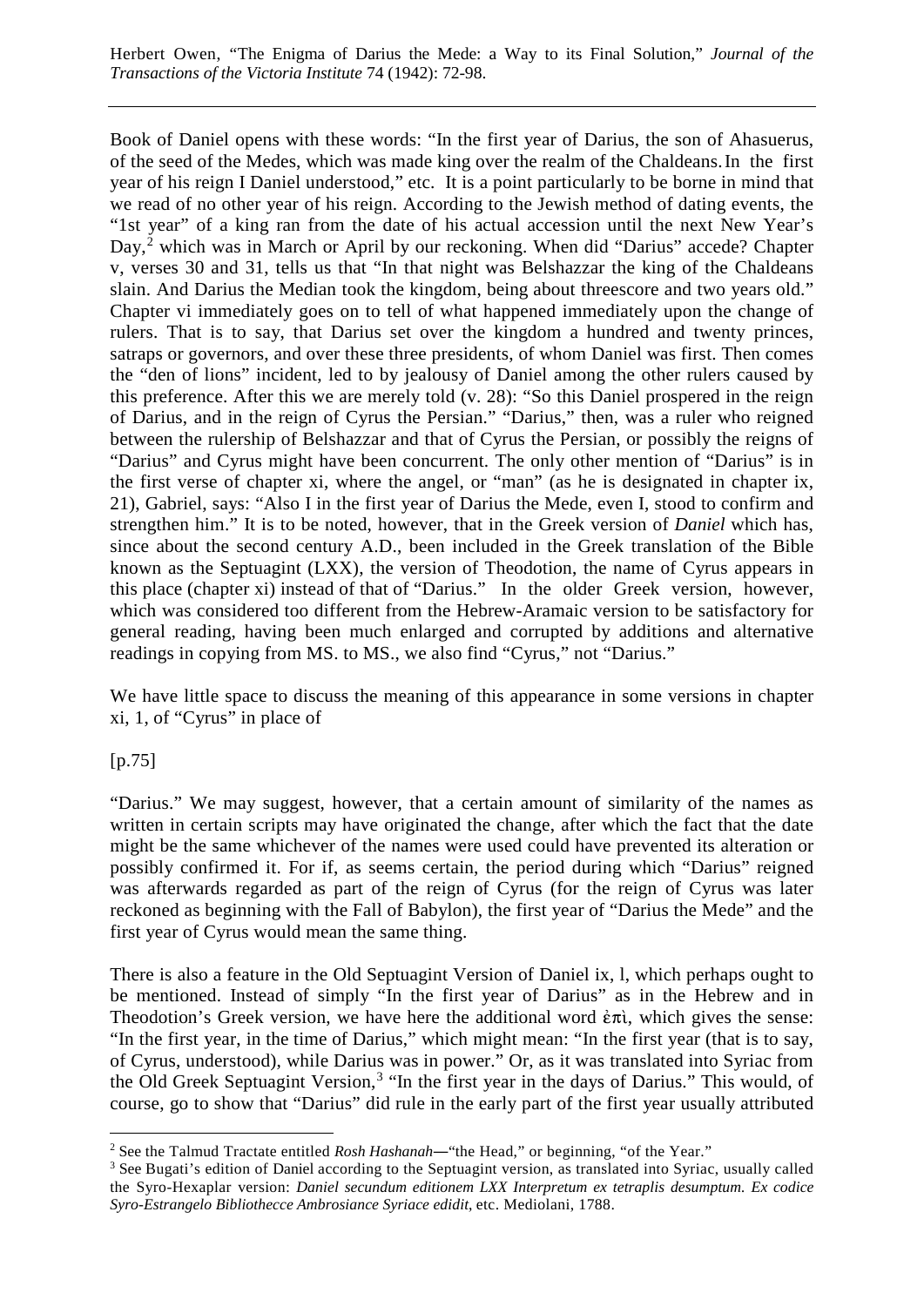Book of Daniel opens with these words: "In the first year of Darius, the son of Ahasuerus, of the seed of the Medes, which was made king over the realm of the Chaldeans. In the first year of his reign I Daniel understood," etc. It is a point particularly to be borne in mind that we read of no other year of his reign. According to the Jewish method of dating events, the "1st year" of a king ran from the date of his actual accession until the next New Year's Day,[2] which was in March or April by our reckoning. When did "Darius" accede? Chapter v, verses 30 and 31, tells us that "In that night was Belshazzar the king of the Chaldeans slain. And Darius the Median took the kingdom, being about threescore and two years old." Chapter vi immediately goes on to tell of what happened immediately upon the change of rulers. That is to say, that Darius set over the kingdom a hundred and twenty princes, satraps or governors, and over these three presidents, of whom Daniel was first. Then comes the "den of lions" incident, led to by jealousy of Daniel among the other rulers caused by this preference. After this we are merely told (v. 28): "So this Daniel prospered in the reign of Darius, and in the reign of Cyrus the Persian." "Darius," then, was a ruler who reigned between the rulership of Belshazzar and that of Cyrus the Persian, or possibly the reigns of "Darius" and Cyrus might have been concurrent. The only other mention of "Darius" is in the first verse of chapter xi, where the angel, or "man" (as he is designated in chapter ix, 21), Gabriel, says: "Also I in the first year of Darius the Mede, even I, stood to confirm and strengthen him." It is to be noted, however, that in the Greek version of *Daniel* which has, since about the second century A.D., been included in the Greek translation of the Bible known as the Septuagint (LXX), the version of Theodotion, the name of Cyrus appears in this place (chapter xi) instead of that of "Darius." In the older Greek version, however, which was considered too different from the Hebrew-Aramaic version to be satisfactory for general reading, having been much enlarged and corrupted by additions and alternative readings in copying from MS. to MS., we also find "Cyrus," not "Darius."

We have little space to discuss the meaning of this appearance in some versions in chapter xi, 1, of "Cyrus" in place of

[p.75]

"Darius." We may suggest, however, that a certain amount of similarity of the names as written in certain scripts may have originated the change, after which the fact that the date might be the same whichever of the names were used could have prevented its alteration or possibly confirmed it. For if, as seems certain, the period during which "Darius" reigned was afterwards regarded as part of the reign of Cyrus (for the reign of Cyrus was later reckoned as beginning with the Fall of Babylon), the first year of "Darius the Mede" and the first year of Cyrus would mean the same thing.

There is also a feature in the Old Septuagint Version of Daniel ix, l, which perhaps ought to be mentioned. Instead of simply "In the first year of Darius" as in the Hebrew and in Theodotion's Greek version, we have here the additional word ἐπὶ, which gives the sense: "In the first year, in the time of Darius," which might mean: "In the first year (that is to say, of Cyrus, understood), while Darius was in power." Or, as it was translated into Syriac from the Old Greek Septuagint Version,[3] "In the first year in the days of Darius." This would, of course, go to show that "Darius" did rule in the early part of the first year usually attributed

[2] See the Talmud Tractate entitled *Rosh Hashanah*—"the Head," or beginning, "of the Year."

[3] See Bugati's edition of Daniel according to the Septuagint version, as translated into Syriac, usually called the Syro-Hexaplar version: *Daniel secundum editionem LXX Interpretum ex tetraplis desumptum. Ex codice Syro-Estrangelo Bibliothecce Ambrosiance Syriace edidit*, etc. Mediolani, 1788.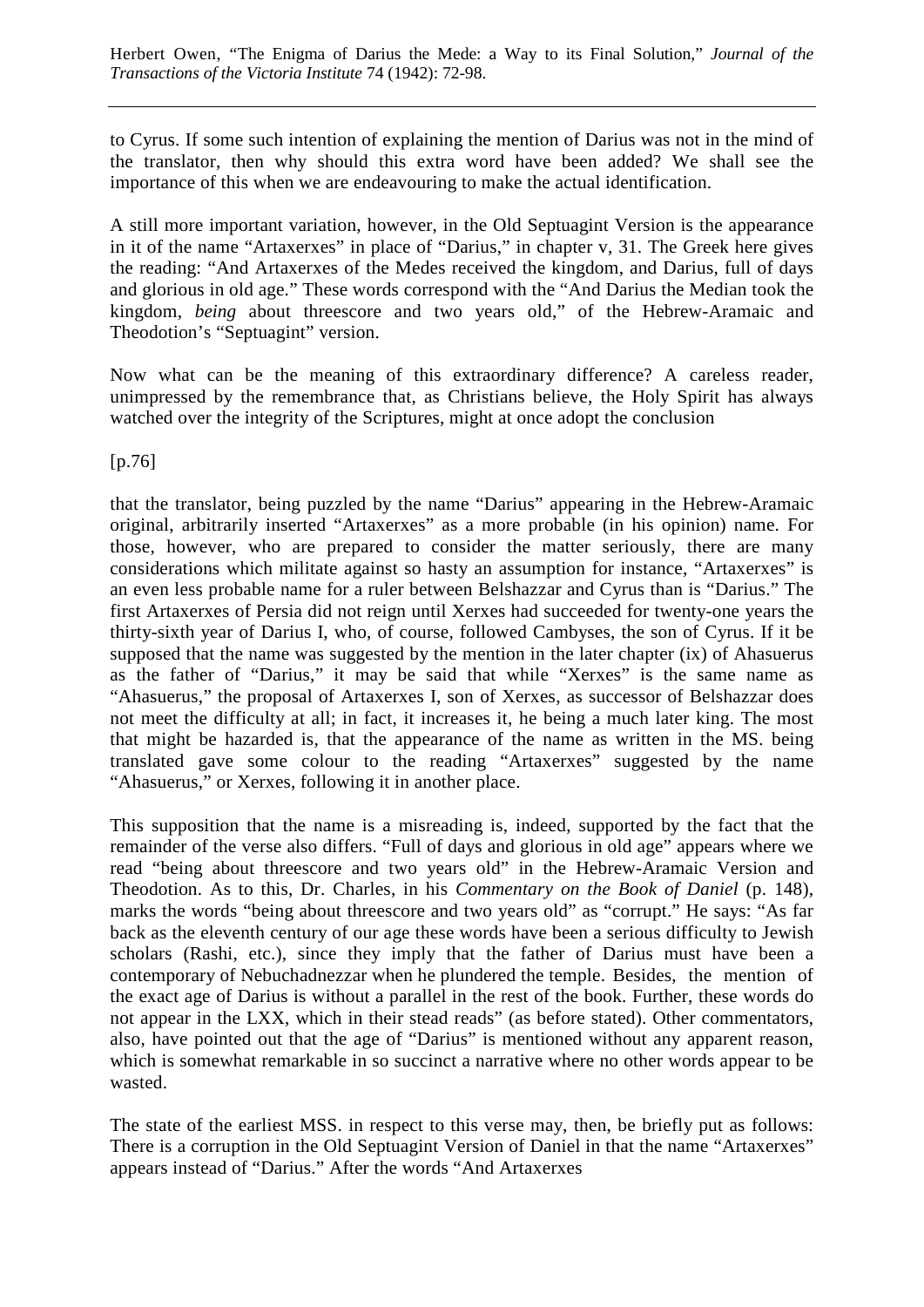to Cyrus. If some such intention of explaining the mention of Darius was not in the mind of the translator, then why should this extra word have been added? We shall see the importance of this when we are endeavouring to make the actual identification.

A still more important variation, however, in the Old Septuagint Version is the appearance in it of the name "Artaxerxes" in place of "Darius," in chapter v, 31. The Greek here gives the reading: "And Artaxerxes of the Medes received the kingdom, and Darius, full of days and glorious in old age." These words correspond with the "And Darius the Median took the kingdom, *being* about threescore and two years old," of the Hebrew-Aramaic and Theodotion's "Septuagint" version.

Now what can be the meaning of this extraordinary difference? A careless reader, unimpressed by the remembrance that, as Christians believe, the Holy Spirit has always watched over the integrity of the Scriptures, might at once adopt the conclusion

[p.76]

that the translator, being puzzled by the name "Darius" appearing in the Hebrew-Aramaic original, arbitrarily inserted "Artaxerxes" as a more probable (in his opinion) name. For those, however, who are prepared to consider the matter seriously, there are many considerations which militate against so hasty an assumption for instance, "Artaxerxes" is an even less probable name for a ruler between Belshazzar and Cyrus than is "Darius." The first Artaxerxes of Persia did not reign until Xerxes had succeeded for twenty-one years the thirty-sixth year of Darius I, who, of course, followed Cambyses, the son of Cyrus. If it be supposed that the name was suggested by the mention in the later chapter (ix) of Ahasuerus as the father of "Darius," it may be said that while "Xerxes" is the same name as "Ahasuerus," the proposal of Artaxerxes I, son of Xerxes, as successor of Belshazzar does not meet the difficulty at all; in fact, it increases it, he being a much later king. The most that might be hazarded is, that the appearance of the name as written in the MS. being translated gave some colour to the reading "Artaxerxes" suggested by the name "Ahasuerus," or Xerxes, following it in another place.

This supposition that the name is a misreading is, indeed, supported by the fact that the remainder of the verse also differs. "Full of days and glorious in old age" appears where we read "being about threescore and two years old" in the Hebrew-Aramaic Version and Theodotion. As to this, Dr. Charles, in his *Commentary on the Book of Daniel* (p. 148), marks the words "being about threescore and two years old" as "corrupt." He says: "As far back as the eleventh century of our age these words have been a serious difficulty to Jewish scholars (Rashi, etc.), since they imply that the father of Darius must have been a contemporary of Nebuchadnezzar when he plundered the temple. Besides, the mention of the exact age of Darius is without a parallel in the rest of the book. Further, these words do not appear in the LXX, which in their stead reads" (as before stated). Other commentators, also, have pointed out that the age of "Darius" is mentioned without any apparent reason, which is somewhat remarkable in so succinct a narrative where no other words appear to be wasted.

The state of the earliest MSS. in respect to this verse may, then, be briefly put as follows: There is a corruption in the Old Septuagint Version of Daniel in that the name "Artaxerxes" appears instead of "Darius." After the words "And Artaxerxes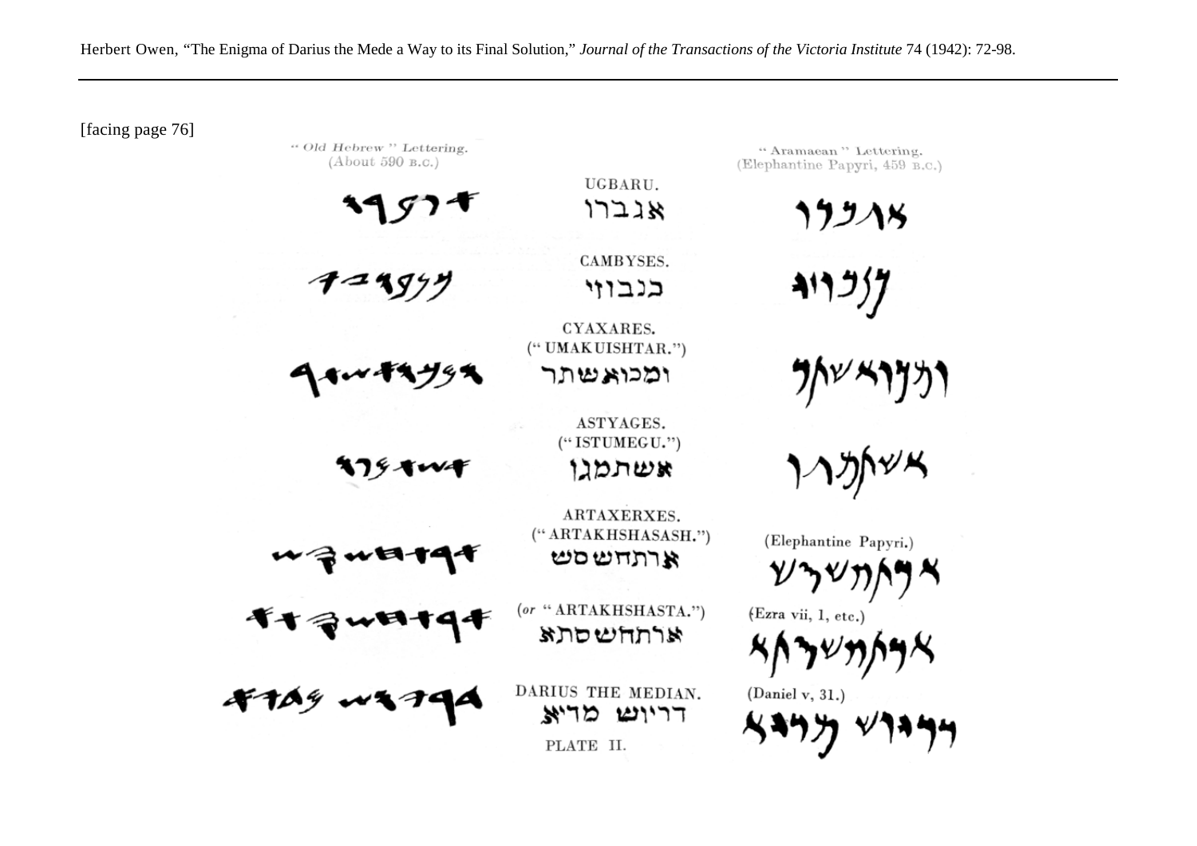[facing page 76]

| "Old Hebrew" Lettering. (About 590 B.C.) | | "Aramaean" Lettering. (Elephantine Papyri, 459 B.C.) |
|---|---|---|
| | UGBARU. אגברו | |
| | CAMBYSES. כנבוזי | |
| | CYAXARES. ("UMAKUISHTAR.") ומכואשתר | |
| | ASTYAGES. ("ISTUMEGU.") אשתמגו | |
| | ARTAXERXES. ("ARTAKHSHASASH.") ארתחששש | (Elephantine Papyri.) |
| | (*or* "ARTAKHSHASTA.") ארתחששתא | (Ezra vii, 1, etc.) |
| | DARIUS THE MEDIAN. דריוש מדיא | (Daniel v, 31.) |

PLATE II.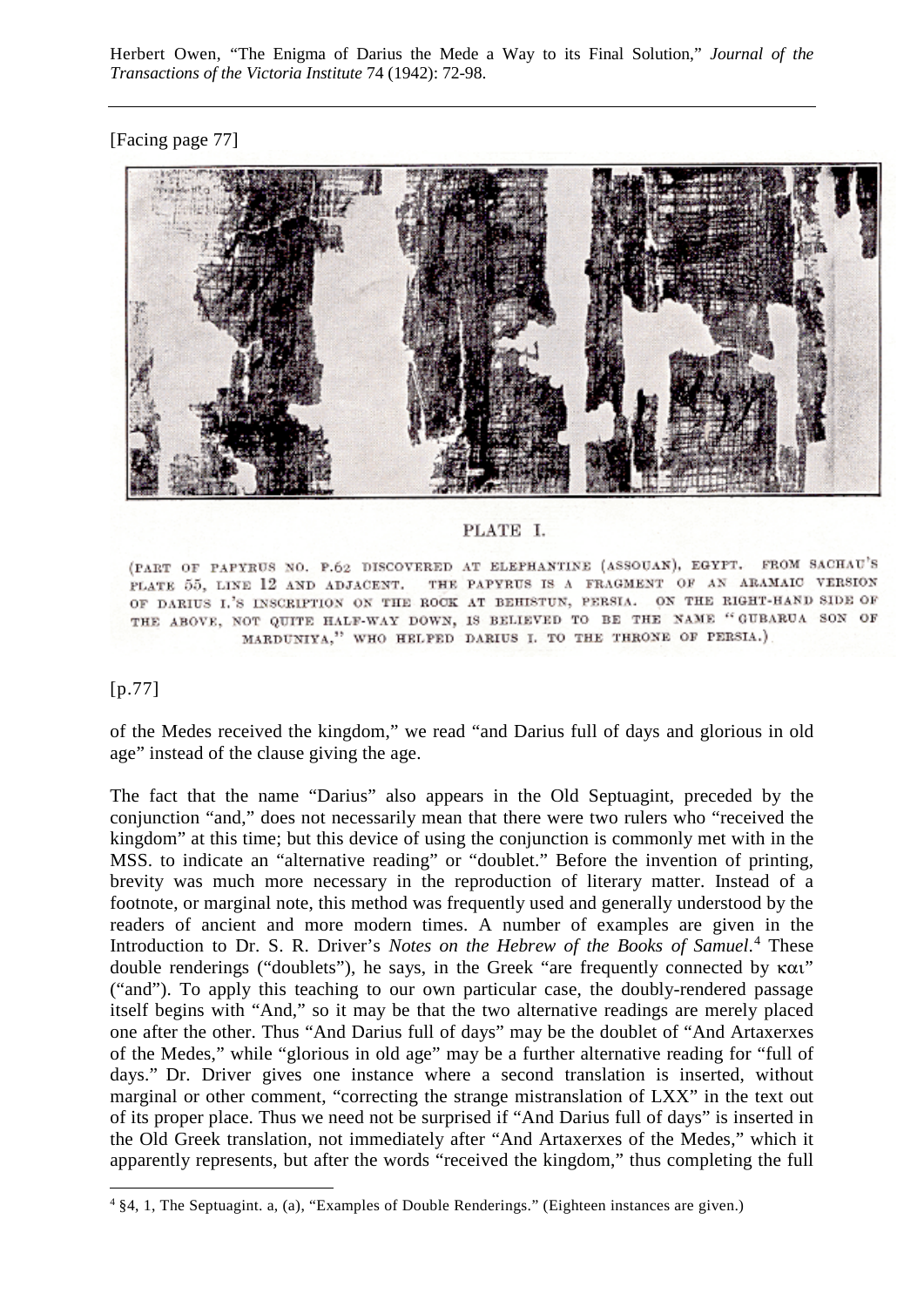[Facing page 77]

PLATE I.

(PART OF PAPYRUS NO. P.62 DISCOVERED AT ELEPHANTINE (ASSOUAN), EGYPT. FROM SACHAU'S PLATE 55, LINE 12 AND ADJACENT. THE PAPYRUS IS A FRAGMENT OF AN ARAMAIC VERSION OF DARIUS I.'S INSCRIPTION ON THE ROCK AT BEHISTUN, PERSIA. ON THE RIGHT-HAND SIDE OF THE ABOVE, NOT QUITE HALF-WAY DOWN, IS BELIEVED TO BE THE NAME "GUBARUA SON OF MARDUNIYA," WHO HELPED DARIUS I. TO THE THRONE OF PERSIA.)

[p.77]

of the Medes received the kingdom," we read "and Darius full of days and glorious in old age" instead of the clause giving the age.

The fact that the name "Darius" also appears in the Old Septuagint, preceded by the conjunction "and," does not necessarily mean that there were two rulers who "received the kingdom" at this time; but this device of using the conjunction is commonly met with in the MSS. to indicate an "alternative reading" or "doublet." Before the invention of printing, brevity was much more necessary in the reproduction of literary matter. Instead of a footnote, or marginal note, this method was frequently used and generally understood by the readers of ancient and more modern times. A number of examples are given in the Introduction to Dr. S. R. Driver's *Notes on the Hebrew of the Books of Samuel*.[4] These double renderings ("doublets"), he says, in the Greek "are frequently connected by και" ("and"). To apply this teaching to our own particular case, the doubly-rendered passage itself begins with "And," so it may be that the two alternative readings are merely placed one after the other. Thus "And Darius full of days" may be the doublet of "And Artaxerxes of the Medes," while "glorious in old age" may be a further alternative reading for "full of days." Dr. Driver gives one instance where a second translation is inserted, without marginal or other comment, "correcting the strange mistranslation of LXX" in the text out of its proper place. Thus we need not be surprised if "And Darius full of days" is inserted in the Old Greek translation, not immediately after "And Artaxerxes of the Medes," which it apparently represents, but after the words "received the kingdom," thus completing the full

[4] §4, 1, The Septuagint. a, (a), "Examples of Double Renderings." (Eighteen instances are given.)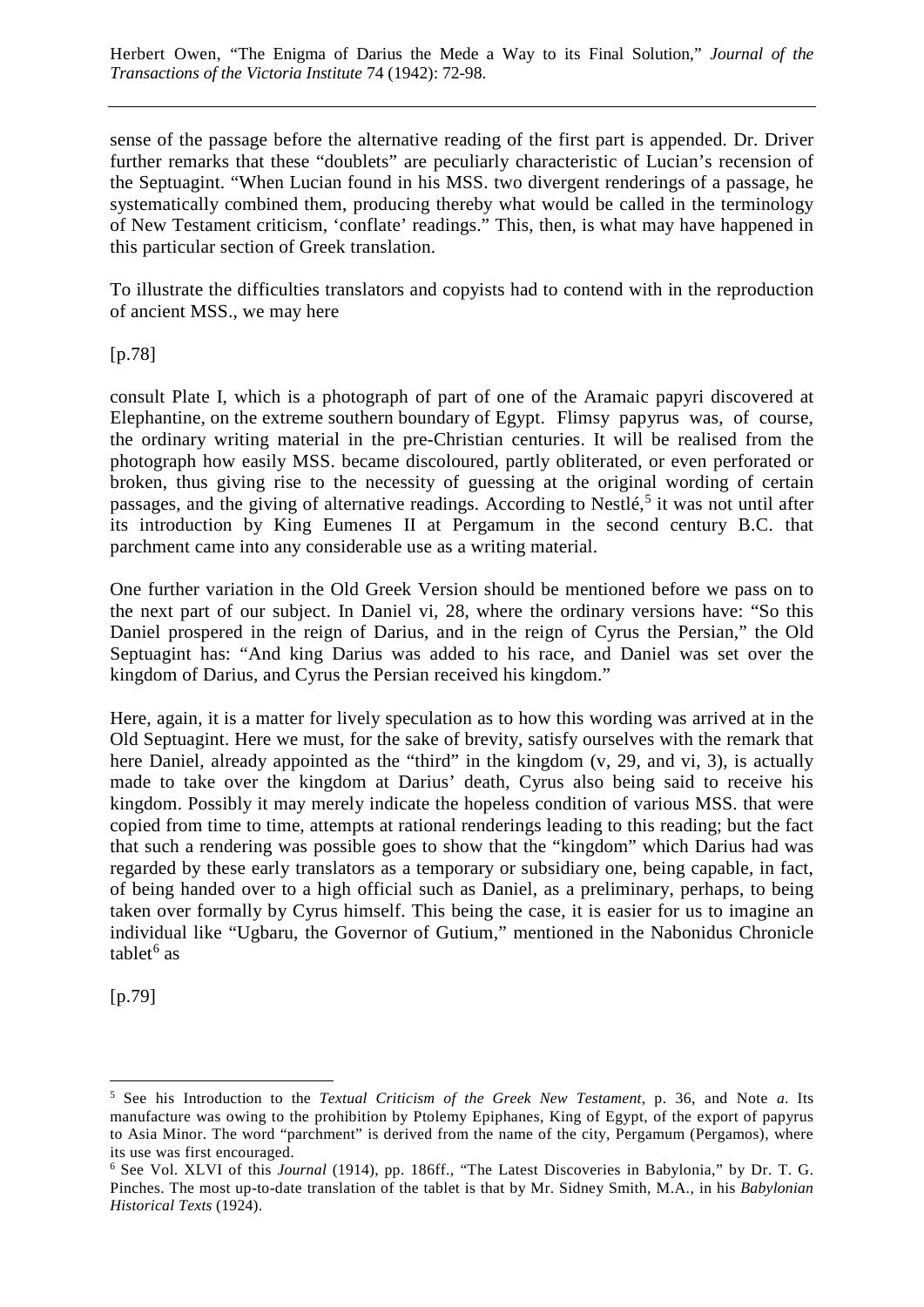sense of the passage before the alternative reading of the first part is appended. Dr. Driver further remarks that these "doublets" are peculiarly characteristic of Lucian's recension of the Septuagint. "When Lucian found in his MSS. two divergent renderings of a passage, he systematically combined them, producing thereby what would be called in the terminology of New Testament criticism, 'conflate' readings." This, then, is what may have happened in this particular section of Greek translation.

To illustrate the difficulties translators and copyists had to contend with in the reproduction of ancient MSS., we may here

[p.78]

consult Plate I, which is a photograph of part of one of the Aramaic papyri discovered at Elephantine, on the extreme southern boundary of Egypt. Flimsy papyrus was, of course, the ordinary writing material in the pre-Christian centuries. It will be realised from the photograph how easily MSS. became discoloured, partly obliterated, or even perforated or broken, thus giving rise to the necessity of guessing at the original wording of certain passages, and the giving of alternative readings. According to Nestlé,[5] it was not until after its introduction by King Eumenes II at Pergamum in the second century B.C. that parchment came into any considerable use as a writing material.

One further variation in the Old Greek Version should be mentioned before we pass on to the next part of our subject. In Daniel vi, 28, where the ordinary versions have: "So this Daniel prospered in the reign of Darius, and in the reign of Cyrus the Persian," the Old Septuagint has: "And king Darius was added to his race, and Daniel was set over the kingdom of Darius, and Cyrus the Persian received his kingdom."

Here, again, it is a matter for lively speculation as to how this wording was arrived at in the Old Septuagint. Here we must, for the sake of brevity, satisfy ourselves with the remark that here Daniel, already appointed as the "third" in the kingdom (v, 29, and vi, 3), is actually made to take over the kingdom at Darius' death, Cyrus also being said to receive his kingdom. Possibly it may merely indicate the hopeless condition of various MSS. that were copied from time to time, attempts at rational renderings leading to this reading; but the fact that such a rendering was possible goes to show that the "kingdom" which Darius had was regarded by these early translators as a temporary or subsidiary one, being capable, in fact, of being handed over to a high official such as Daniel, as a preliminary, perhaps, to being taken over formally by Cyrus himself. This being the case, it is easier for us to imagine an individual like "Ugbaru, the Governor of Gutium," mentioned in the Nabonidus Chronicle tablet[6] as

[p.79]

---

[5] See his Introduction to the *Textual Criticism of the Greek New Testament*, p. 36, and Note *a*. Its manufacture was owing to the prohibition by Ptolemy Epiphanes, King of Egypt, of the export of papyrus to Asia Minor. The word "parchment" is derived from the name of the city, Pergamum (Pergamos), where its use was first encouraged.

[6] See Vol. XLVI of this *Journal* (1914), pp. 186ff., "The Latest Discoveries in Babylonia," by Dr. T. G. Pinches. The most up-to-date translation of the tablet is that by Mr. Sidney Smith, M.A., in his *Babylonian Historical Texts* (1924).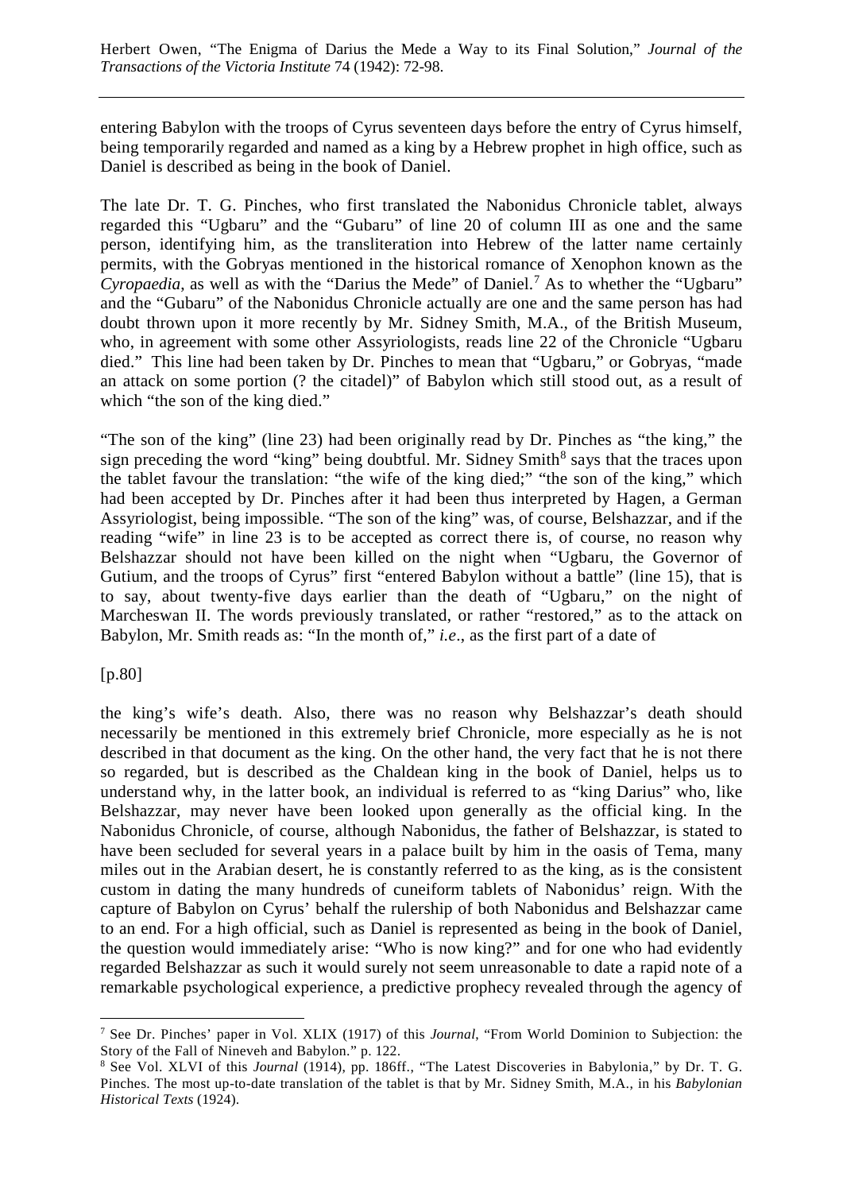entering Babylon with the troops of Cyrus seventeen days before the entry of Cyrus himself, being temporarily regarded and named as a king by a Hebrew prophet in high office, such as Daniel is described as being in the book of Daniel.

The late Dr. T. G. Pinches, who first translated the Nabonidus Chronicle tablet, always regarded this "Ugbaru" and the "Gubaru" of line 20 of column III as one and the same person, identifying him, as the transliteration into Hebrew of the latter name certainly permits, with the Gobryas mentioned in the historical romance of Xenophon known as the *Cyropaedia*, as well as with the "Darius the Mede" of Daniel.[7] As to whether the "Ugbaru" and the "Gubaru" of the Nabonidus Chronicle actually are one and the same person has had doubt thrown upon it more recently by Mr. Sidney Smith, M.A., of the British Museum, who, in agreement with some other Assyriologists, reads line 22 of the Chronicle "Ugbaru died." This line had been taken by Dr. Pinches to mean that "Ugbaru," or Gobryas, "made an attack on some portion (? the citadel)" of Babylon which still stood out, as a result of which "the son of the king died."

"The son of the king" (line 23) had been originally read by Dr. Pinches as "the king," the sign preceding the word "king" being doubtful. Mr. Sidney Smith[8] says that the traces upon the tablet favour the translation: "the wife of the king died;" "the son of the king," which had been accepted by Dr. Pinches after it had been thus interpreted by Hagen, a German Assyriologist, being impossible. "The son of the king" was, of course, Belshazzar, and if the reading "wife" in line 23 is to be accepted as correct there is, of course, no reason why Belshazzar should not have been killed on the night when "Ugbaru, the Governor of Gutium, and the troops of Cyrus" first "entered Babylon without a battle" (line 15), that is to say, about twenty-five days earlier than the death of "Ugbaru," on the night of Marcheswan II. The words previously translated, or rather "restored," as to the attack on Babylon, Mr. Smith reads as: "In the month of," *i.e*., as the first part of a date of

[p.80]

the king's wife's death. Also, there was no reason why Belshazzar's death should necessarily be mentioned in this extremely brief Chronicle, more especially as he is not described in that document as the king. On the other hand, the very fact that he is not there so regarded, but is described as the Chaldean king in the book of Daniel, helps us to understand why, in the latter book, an individual is referred to as "king Darius" who, like Belshazzar, may never have been looked upon generally as the official king. In the Nabonidus Chronicle, of course, although Nabonidus, the father of Belshazzar, is stated to have been secluded for several years in a palace built by him in the oasis of Tema, many miles out in the Arabian desert, he is constantly referred to as the king, as is the consistent custom in dating the many hundreds of cuneiform tablets of Nabonidus' reign. With the capture of Babylon on Cyrus' behalf the rulership of both Nabonidus and Belshazzar came to an end. For a high official, such as Daniel is represented as being in the book of Daniel, the question would immediately arise: "Who is now king?" and for one who had evidently regarded Belshazzar as such it would surely not seem unreasonable to date a rapid note of a remarkable psychological experience, a predictive prophecy revealed through the agency of

---

[7] See Dr. Pinches' paper in Vol. XLIX (1917) of this *Journal*, "From World Dominion to Subjection: the Story of the Fall of Nineveh and Babylon." p. 122.

[8] See Vol. XLVI of this *Journal* (1914), pp. 186ff., "The Latest Discoveries in Babylonia," by Dr. T. G. Pinches. The most up-to-date translation of the tablet is that by Mr. Sidney Smith, M.A., in his *Babylonian Historical Texts* (1924).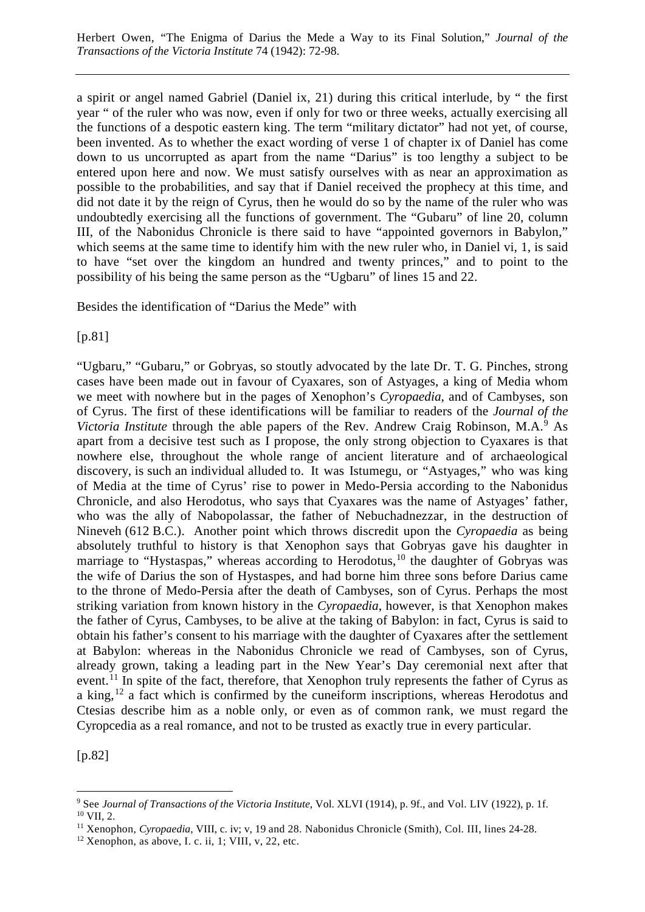a spirit or angel named Gabriel (Daniel ix, 21) during this critical interlude, by " the first year " of the ruler who was now, even if only for two or three weeks, actually exercising all the functions of a despotic eastern king. The term "military dictator" had not yet, of course, been invented. As to whether the exact wording of verse 1 of chapter ix of Daniel has come down to us uncorrupted as apart from the name "Darius" is too lengthy a subject to be entered upon here and now. We must satisfy ourselves with as near an approximation as possible to the probabilities, and say that if Daniel received the prophecy at this time, and did not date it by the reign of Cyrus, then he would do so by the name of the ruler who was undoubtedly exercising all the functions of government. The "Gubaru" of line 20, column III, of the Nabonidus Chronicle is there said to have "appointed governors in Babylon," which seems at the same time to identify him with the new ruler who, in Daniel vi, 1, is said to have "set over the kingdom an hundred and twenty princes," and to point to the possibility of his being the same person as the "Ugbaru" of lines 15 and 22.

Besides the identification of "Darius the Mede" with

[p.81]

"Ugbaru," "Gubaru," or Gobryas, so stoutly advocated by the late Dr. T. G. Pinches, strong cases have been made out in favour of Cyaxares, son of Astyages, a king of Media whom we meet with nowhere but in the pages of Xenophon's *Cyropaedia*, and of Cambyses, son of Cyrus. The first of these identifications will be familiar to readers of the *Journal of the Victoria Institute* through the able papers of the Rev. Andrew Craig Robinson, M.A.[9] As apart from a decisive test such as I propose, the only strong objection to Cyaxares is that nowhere else, throughout the whole range of ancient literature and of archaeological discovery, is such an individual alluded to. It was Istumegu, or "Astyages," who was king of Media at the time of Cyrus' rise to power in Medo-Persia according to the Nabonidus Chronicle, and also Herodotus, who says that Cyaxares was the name of Astyages' father, who was the ally of Nabopolassar, the father of Nebuchadnezzar, in the destruction of Nineveh (612 B.C.). Another point which throws discredit upon the *Cyropaedia* as being absolutely truthful to history is that Xenophon says that Gobryas gave his daughter in marriage to "Hystaspas," whereas according to Herodotus,[10] the daughter of Gobryas was the wife of Darius the son of Hystaspes, and had borne him three sons before Darius came to the throne of Medo-Persia after the death of Cambyses, son of Cyrus. Perhaps the most striking variation from known history in the *Cyropaedia*, however, is that Xenophon makes the father of Cyrus, Cambyses, to be alive at the taking of Babylon: in fact, Cyrus is said to obtain his father's consent to his marriage with the daughter of Cyaxares after the settlement at Babylon: whereas in the Nabonidus Chronicle we read of Cambyses, son of Cyrus, already grown, taking a leading part in the New Year's Day ceremonial next after that event.[11] In spite of the fact, therefore, that Xenophon truly represents the father of Cyrus as a king,[12] a fact which is confirmed by the cuneiform inscriptions, whereas Herodotus and Ctesias describe him as a noble only, or even as of common rank, we must regard the Cyropcedia as a real romance, and not to be trusted as exactly true in every particular.

[p.82]

---

[9] See *Journal of Transactions of the Victoria Institute*, Vol. XLVI (1914), p. 9f., and Vol. LIV (1922), p. 1f.

[10] VII, 2.

[11] Xenophon, *Cyropaedia*, VIII, c. iv; v, 19 and 28. Nabonidus Chronicle (Smith), Col. III, lines 24-28.

[12] Xenophon, as above, I. c. ii, 1; VIII, v, 22, etc.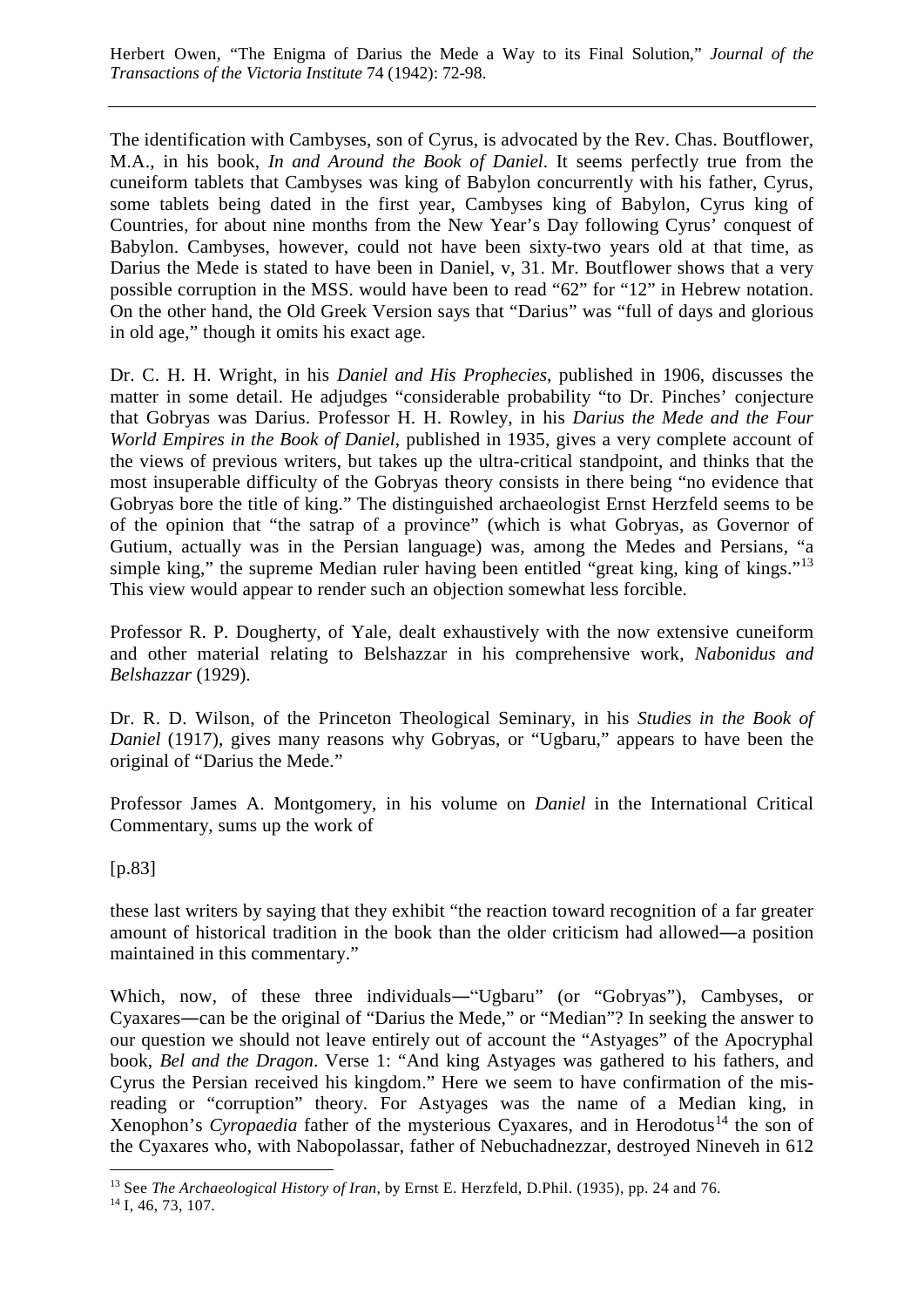The identification with Cambyses, son of Cyrus, is advocated by the Rev. Chas. Boutflower, M.A., in his book, *In and Around the Book of Daniel*. It seems perfectly true from the cuneiform tablets that Cambyses was king of Babylon concurrently with his father, Cyrus, some tablets being dated in the first year, Cambyses king of Babylon, Cyrus king of Countries, for about nine months from the New Year's Day following Cyrus' conquest of Babylon. Cambyses, however, could not have been sixty-two years old at that time, as Darius the Mede is stated to have been in Daniel, v, 31. Mr. Boutflower shows that a very possible corruption in the MSS. would have been to read "62" for "12" in Hebrew notation. On the other hand, the Old Greek Version says that "Darius" was "full of days and glorious in old age," though it omits his exact age.

Dr. C. H. H. Wright, in his *Daniel and His Prophecies*, published in 1906, discusses the matter in some detail. He adjudges "considerable probability "to Dr. Pinches' conjecture that Gobryas was Darius. Professor H. H. Rowley, in his *Darius the Mede and the Four World Empires in the Book of Daniel*, published in 1935, gives a very complete account of the views of previous writers, but takes up the ultra-critical standpoint, and thinks that the most insuperable difficulty of the Gobryas theory consists in there being "no evidence that Gobryas bore the title of king." The distinguished archaeologist Ernst Herzfeld seems to be of the opinion that "the satrap of a province" (which is what Gobryas, as Governor of Gutium, actually was in the Persian language) was, among the Medes and Persians, "a simple king," the supreme Median ruler having been entitled "great king, king of kings."[13] This view would appear to render such an objection somewhat less forcible.

Professor R. P. Dougherty, of Yale, dealt exhaustively with the now extensive cuneiform and other material relating to Belshazzar in his comprehensive work, *Nabonidus and Belshazzar* (1929).

Dr. R. D. Wilson, of the Princeton Theological Seminary, in his *Studies in the Book of Daniel* (1917), gives many reasons why Gobryas, or "Ugbaru," appears to have been the original of "Darius the Mede."

Professor James A. Montgomery, in his volume on *Daniel* in the International Critical Commentary, sums up the work of

[p.83]

these last writers by saying that they exhibit "the reaction toward recognition of a far greater amount of historical tradition in the book than the older criticism had allowed—a position maintained in this commentary."

Which, now, of these three individuals—"Ugbaru" (or "Gobryas"), Cambyses, or Cyaxares—can be the original of "Darius the Mede," or "Median"? In seeking the answer to our question we should not leave entirely out of account the "Astyages" of the Apocryphal book, *Bel and the Dragon*. Verse 1: "And king Astyages was gathered to his fathers, and Cyrus the Persian received his kingdom." Here we seem to have confirmation of the mis-reading or "corruption" theory. For Astyages was the name of a Median king, in Xenophon's *Cyropaedia* father of the mysterious Cyaxares, and in Herodotus[14] the son of the Cyaxares who, with Nabopolassar, father of Nebuchadnezzar, destroyed Nineveh in 612

---

[13] See *The Archaeological History of Iran*, by Ernst E. Herzfeld, D.Phil. (1935), pp. 24 and 76.

[14] I, 46, 73, 107.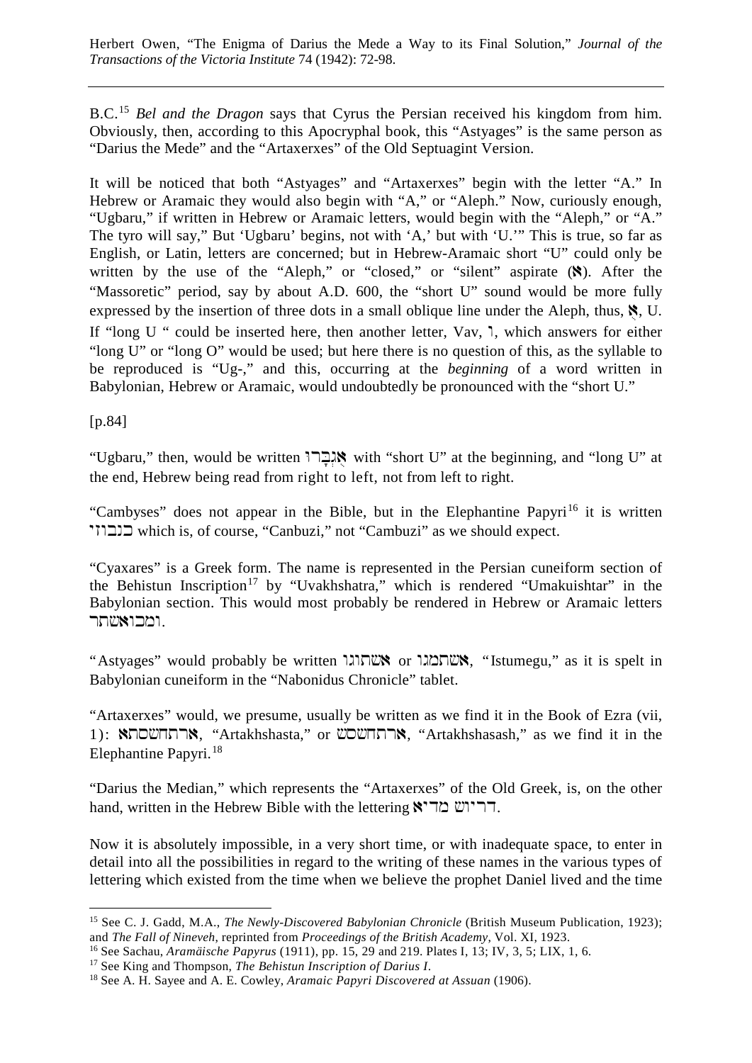B.C.[15] *Bel and the Dragon* says that Cyrus the Persian received his kingdom from him. Obviously, then, according to this Apocryphal book, this "Astyages" is the same person as "Darius the Mede" and the "Artaxerxes" of the Old Septuagint Version.

It will be noticed that both "Astyages" and "Artaxerxes" begin with the letter "A." In Hebrew or Aramaic they would also begin with "A," or "Aleph." Now, curiously enough, "Ugbaru," if written in Hebrew or Aramaic letters, would begin with the "Aleph," or "A." The tyro will say," But 'Ugbaru' begins, not with 'A,' but with 'U.'" This is true, so far as English, or Latin, letters are concerned; but in Hebrew-Aramaic short "U" could only be written by the use of the "Aleph," or "closed," or "silent" aspirate (א). After the "Massoretic" period, say by about A.D. 600, the "short U" sound would be more fully expressed by the insertion of three dots in a small oblique line under the Aleph, thus, אֻ, U. If "long U " could be inserted here, then another letter, Vav, ו, which answers for either "long U" or "long O" would be used; but here there is no question of this, as the syllable to be reproduced is "Ug-," and this, occurring at the *beginning* of a word written in Babylonian, Hebrew or Aramaic, would undoubtedly be pronounced with the "short U."

[p.84]

"Ugbaru," then, would be written אֻגְבָרוּ with "short U" at the beginning, and "long U" at the end, Hebrew being read from right to left, not from left to right.

"Cambyses" does not appear in the Bible, but in the Elephantine Papyri[16] it is written כנבוזי which is, of course, "Canbuzi," not "Cambuzi" as we should expect.

"Cyaxares" is a Greek form. The name is represented in the Persian cuneiform section of the Behistun Inscription[17] by "Uvakhshatra," which is rendered "Umakuishtar" in the Babylonian section. This would most probably be rendered in Hebrew or Aramaic letters ומכואשתר.

"Astyages" would probably be written אשתוגו or אשתמגו, "Istumegu," as it is spelt in Babylonian cuneiform in the "Nabonidus Chronicle" tablet.

"Artaxerxes" would, we presume, usually be written as we find it in the Book of Ezra (vii, 1): ארתחשסתא, "Artakhshasta," or ארתחשסש, "Artakhshasash," as we find it in the Elephantine Papyri.[18]

"Darius the Median," which represents the "Artaxerxes" of the Old Greek, is, on the other hand, written in the Hebrew Bible with the lettering דריוש מדיא.

Now it is absolutely impossible, in a very short time, or with inadequate space, to enter in detail into all the possibilities in regard to the writing of these names in the various types of lettering which existed from the time when we believe the prophet Daniel lived and the time

---

[15] See C. J. Gadd, M.A., *The Newly-Discovered Babylonian Chronicle* (British Museum Publication, 1923); and *The Fall of Nineveh*, reprinted from *Proceedings of the British Academy*, Vol. XI, 1923.

[16] See Sachau, *Aramäische Papyrus* (1911), pp. 15, 29 and 219. Plates I, 13; IV, 3, 5; LIX, 1, 6.

[17] See King and Thompson, *The Behistun Inscription of Darius I*.

[18] See A. H. Sayee and A. E. Cowley, *Aramaic Papyri Discovered at Assuan* (1906).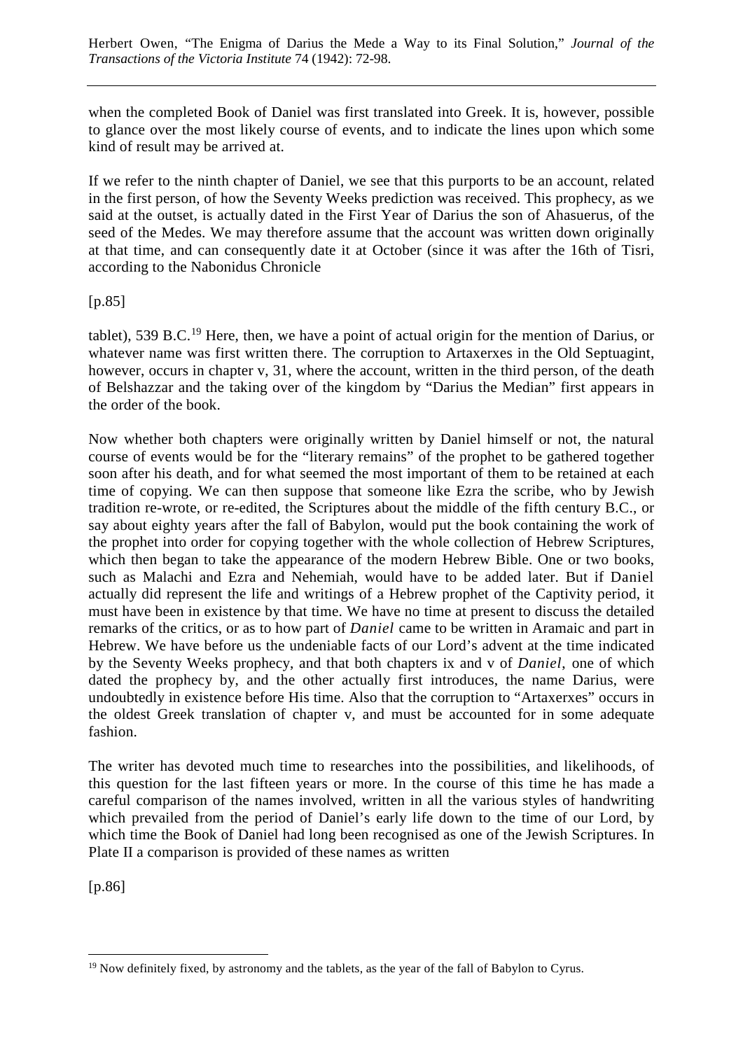when the completed Book of Daniel was first translated into Greek. It is, however, possible to glance over the most likely course of events, and to indicate the lines upon which some kind of result may be arrived at.

If we refer to the ninth chapter of Daniel, we see that this purports to be an account, related in the first person, of how the Seventy Weeks prediction was received. This prophecy, as we said at the outset, is actually dated in the First Year of Darius the son of Ahasuerus, of the seed of the Medes. We may therefore assume that the account was written down originally at that time, and can consequently date it at October (since it was after the 16th of Tisri, according to the Nabonidus Chronicle

[p.85]

tablet), 539 B.C.[19] Here, then, we have a point of actual origin for the mention of Darius, or whatever name was first written there. The corruption to Artaxerxes in the Old Septuagint, however, occurs in chapter v, 31, where the account, written in the third person, of the death of Belshazzar and the taking over of the kingdom by "Darius the Median" first appears in the order of the book.

Now whether both chapters were originally written by Daniel himself or not, the natural course of events would be for the "literary remains" of the prophet to be gathered together soon after his death, and for what seemed the most important of them to be retained at each time of copying. We can then suppose that someone like Ezra the scribe, who by Jewish tradition re-wrote, or re-edited, the Scriptures about the middle of the fifth century B.C., or say about eighty years after the fall of Babylon, would put the book containing the work of the prophet into order for copying together with the whole collection of Hebrew Scriptures, which then began to take the appearance of the modern Hebrew Bible. One or two books, such as Malachi and Ezra and Nehemiah, would have to be added later. But if Daniel actually did represent the life and writings of a Hebrew prophet of the Captivity period, it must have been in existence by that time. We have no time at present to discuss the detailed remarks of the critics, or as to how part of *Daniel* came to be written in Aramaic and part in Hebrew. We have before us the undeniable facts of our Lord's advent at the time indicated by the Seventy Weeks prophecy, and that both chapters ix and v of *Daniel*, one of which dated the prophecy by, and the other actually first introduces, the name Darius, were undoubtedly in existence before His time. Also that the corruption to "Artaxerxes" occurs in the oldest Greek translation of chapter v, and must be accounted for in some adequate fashion.

The writer has devoted much time to researches into the possibilities, and likelihoods, of this question for the last fifteen years or more. In the course of this time he has made a careful comparison of the names involved, written in all the various styles of handwriting which prevailed from the period of Daniel's early life down to the time of our Lord, by which time the Book of Daniel had long been recognised as one of the Jewish Scriptures. In Plate II a comparison is provided of these names as written

[p.86]

[19] Now definitely fixed, by astronomy and the tablets, as the year of the fall of Babylon to Cyrus.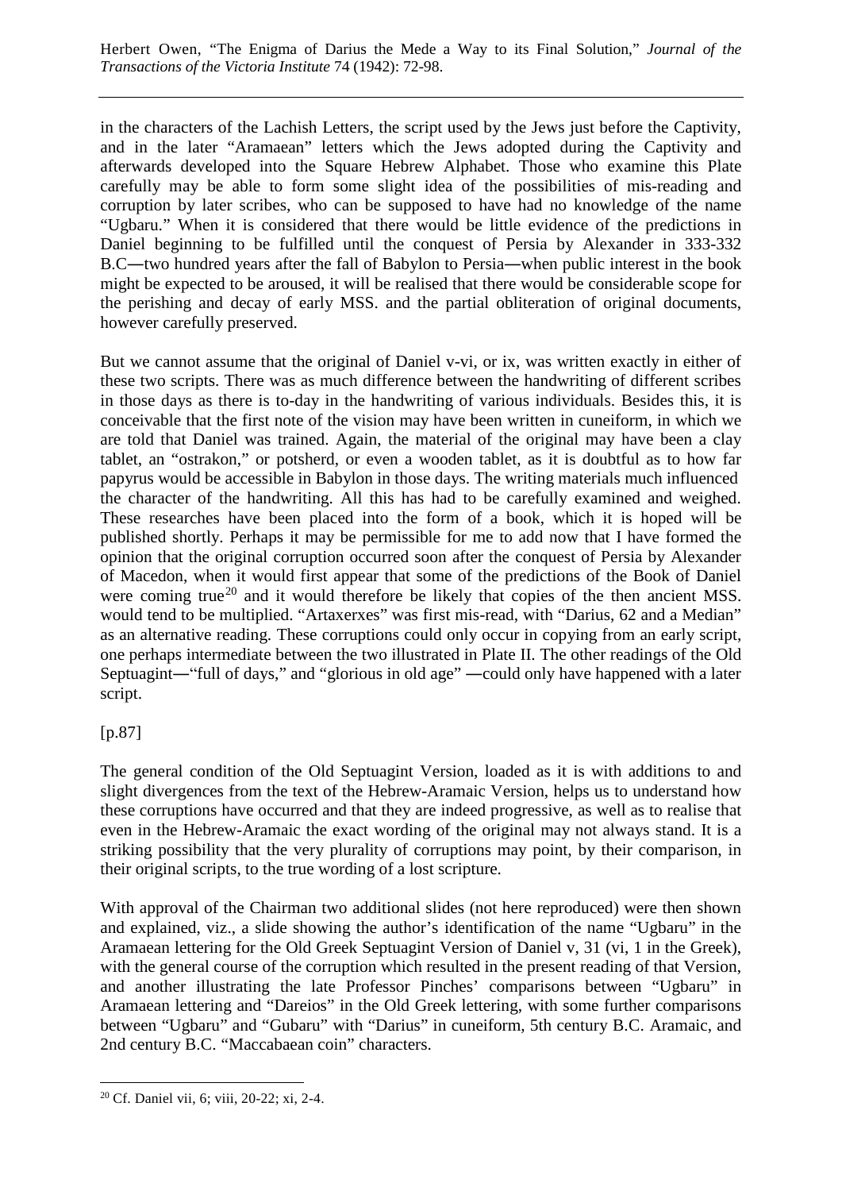in the characters of the Lachish Letters, the script used by the Jews just before the Captivity, and in the later "Aramaean" letters which the Jews adopted during the Captivity and afterwards developed into the Square Hebrew Alphabet. Those who examine this Plate carefully may be able to form some slight idea of the possibilities of mis-reading and corruption by later scribes, who can be supposed to have had no knowledge of the name "Ugbaru." When it is considered that there would be little evidence of the predictions in Daniel beginning to be fulfilled until the conquest of Persia by Alexander in 333-332 B.C—two hundred years after the fall of Babylon to Persia—when public interest in the book might be expected to be aroused, it will be realised that there would be considerable scope for the perishing and decay of early MSS. and the partial obliteration of original documents, however carefully preserved.

But we cannot assume that the original of Daniel v-vi, or ix, was written exactly in either of these two scripts. There was as much difference between the handwriting of different scribes in those days as there is to-day in the handwriting of various individuals. Besides this, it is conceivable that the first note of the vision may have been written in cuneiform, in which we are told that Daniel was trained. Again, the material of the original may have been a clay tablet, an "ostrakon," or potsherd, or even a wooden tablet, as it is doubtful as to how far papyrus would be accessible in Babylon in those days. The writing materials much influenced the character of the handwriting. All this has had to be carefully examined and weighed. These researches have been placed into the form of a book, which it is hoped will be published shortly. Perhaps it may be permissible for me to add now that I have formed the opinion that the original corruption occurred soon after the conquest of Persia by Alexander of Macedon, when it would first appear that some of the predictions of the Book of Daniel were coming true[20] and it would therefore be likely that copies of the then ancient MSS. would tend to be multiplied. "Artaxerxes" was first mis-read, with "Darius, 62 and a Median" as an alternative reading. These corruptions could only occur in copying from an early script, one perhaps intermediate between the two illustrated in Plate II. The other readings of the Old Septuagint—"full of days," and "glorious in old age" —could only have happened with a later script.

[p.87]

The general condition of the Old Septuagint Version, loaded as it is with additions to and slight divergences from the text of the Hebrew-Aramaic Version, helps us to understand how these corruptions have occurred and that they are indeed progressive, as well as to realise that even in the Hebrew-Aramaic the exact wording of the original may not always stand. It is a striking possibility that the very plurality of corruptions may point, by their comparison, in their original scripts, to the true wording of a lost scripture.

With approval of the Chairman two additional slides (not here reproduced) were then shown and explained, viz., a slide showing the author's identification of the name "Ugbaru" in the Aramaean lettering for the Old Greek Septuagint Version of Daniel v, 31 (vi, 1 in the Greek), with the general course of the corruption which resulted in the present reading of that Version, and another illustrating the late Professor Pinches' comparisons between "Ugbaru" in Aramaean lettering and "Dareios" in the Old Greek lettering, with some further comparisons between "Ugbaru" and "Gubaru" with "Darius" in cuneiform, 5th century B.C. Aramaic, and 2nd century B.C. "Maccabaean coin" characters.

[20] Cf. Daniel vii, 6; viii, 20-22; xi, 2-4.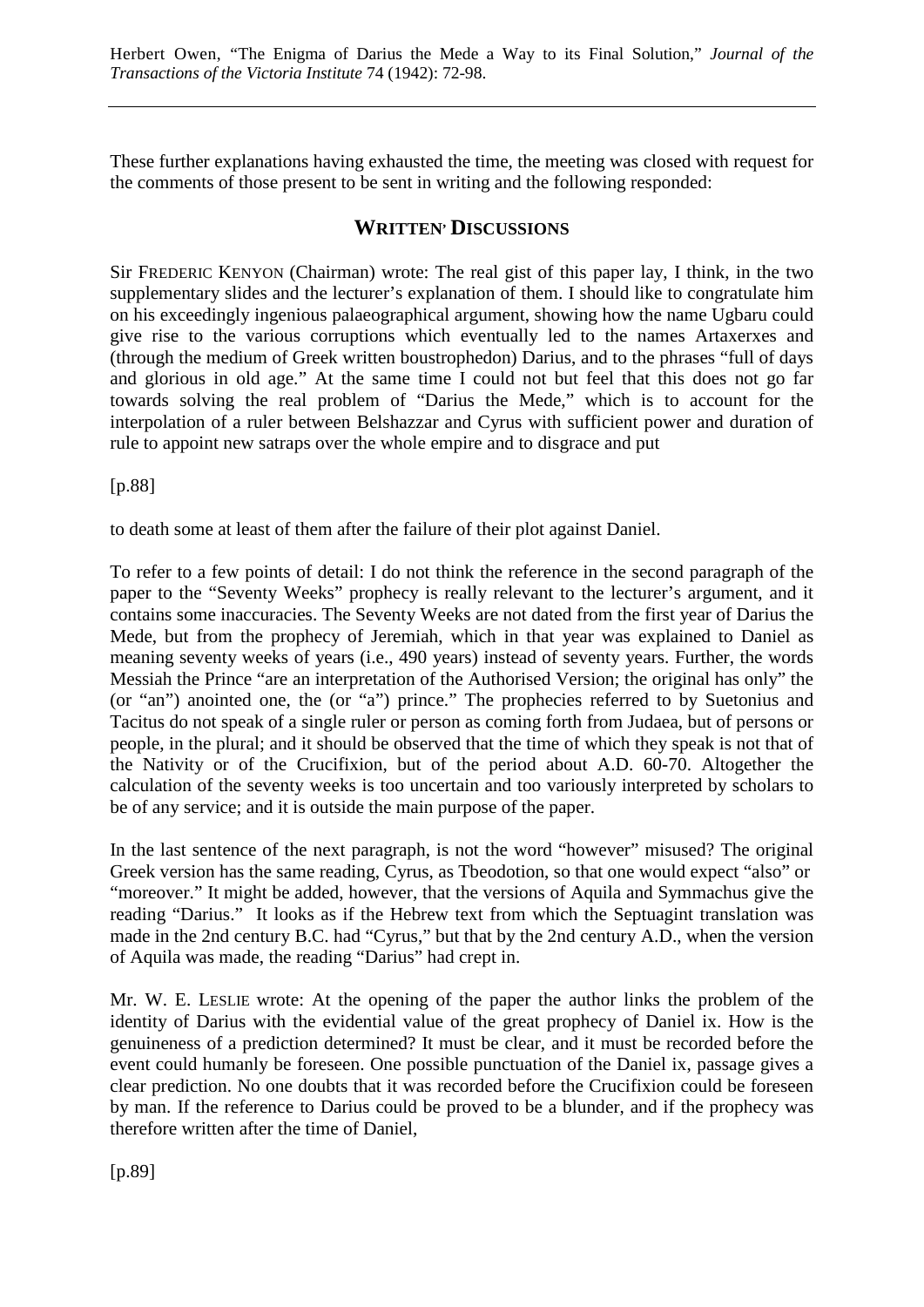These further explanations having exhausted the time, the meeting was closed with request for the comments of those present to be sent in writing and the following responded:

## WRITTEN' DISCUSSIONS

Sir FREDERIC KENYON (Chairman) wrote: The real gist of this paper lay, I think, in the two supplementary slides and the lecturer's explanation of them. I should like to congratulate him on his exceedingly ingenious palaeographical argument, showing how the name Ugbaru could give rise to the various corruptions which eventually led to the names Artaxerxes and (through the medium of Greek written boustrophedon) Darius, and to the phrases "full of days and glorious in old age." At the same time I could not but feel that this does not go far towards solving the real problem of "Darius the Mede," which is to account for the interpolation of a ruler between Belshazzar and Cyrus with sufficient power and duration of rule to appoint new satraps over the whole empire and to disgrace and put

[p.88]

to death some at least of them after the failure of their plot against Daniel.

To refer to a few points of detail: I do not think the reference in the second paragraph of the paper to the "Seventy Weeks" prophecy is really relevant to the lecturer's argument, and it contains some inaccuracies. The Seventy Weeks are not dated from the first year of Darius the Mede, but from the prophecy of Jeremiah, which in that year was explained to Daniel as meaning seventy weeks of years (i.e., 490 years) instead of seventy years. Further, the words Messiah the Prince "are an interpretation of the Authorised Version; the original has only" the (or "an") anointed one, the (or "a") prince." The prophecies referred to by Suetonius and Tacitus do not speak of a single ruler or person as coming forth from Judaea, but of persons or people, in the plural; and it should be observed that the time of which they speak is not that of the Nativity or of the Crucifixion, but of the period about A.D. 60-70. Altogether the calculation of the seventy weeks is too uncertain and too variously interpreted by scholars to be of any service; and it is outside the main purpose of the paper.

In the last sentence of the next paragraph, is not the word "however" misused? The original Greek version has the same reading, Cyrus, as Tbeodotion, so that one would expect "also" or "moreover." It might be added, however, that the versions of Aquila and Symmachus give the reading "Darius." It looks as if the Hebrew text from which the Septuagint translation was made in the 2nd century B.C. had "Cyrus," but that by the 2nd century A.D., when the version of Aquila was made, the reading "Darius" had crept in.

Mr. W. E. LESLIE wrote: At the opening of the paper the author links the problem of the identity of Darius with the evidential value of the great prophecy of Daniel ix. How is the genuineness of a prediction determined? It must be clear, and it must be recorded before the event could humanly be foreseen. One possible punctuation of the Daniel ix, passage gives a clear prediction. No one doubts that it was recorded before the Crucifixion could be foreseen by man. If the reference to Darius could be proved to be a blunder, and if the prophecy was therefore written after the time of Daniel,

[p.89]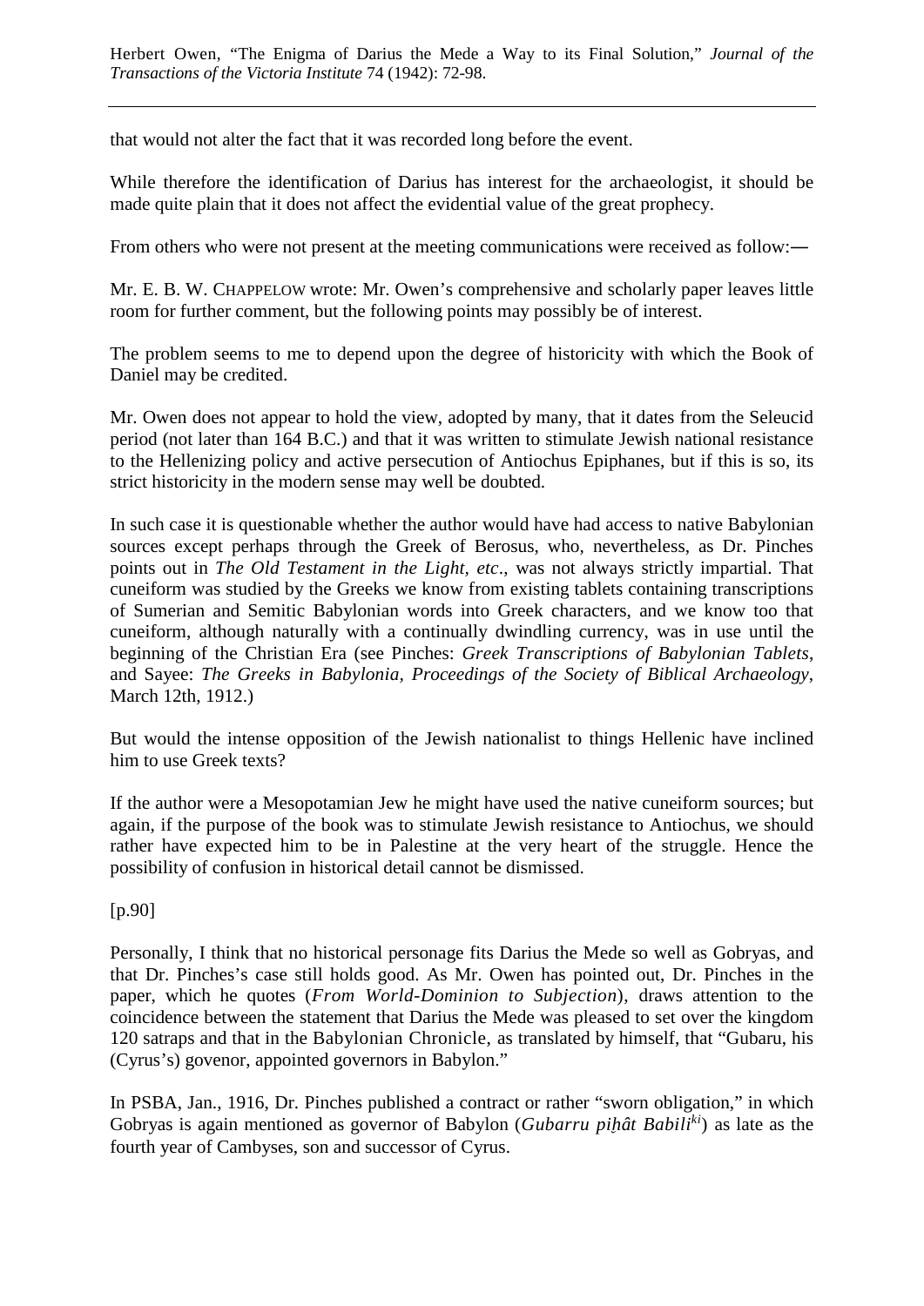that would not alter the fact that it was recorded long before the event.

While therefore the identification of Darius has interest for the archaeologist, it should be made quite plain that it does not affect the evidential value of the great prophecy.

From others who were not present at the meeting communications were received as follow:—

Mr. E. B. W. CHAPPELOW wrote: Mr. Owen's comprehensive and scholarly paper leaves little room for further comment, but the following points may possibly be of interest.

The problem seems to me to depend upon the degree of historicity with which the Book of Daniel may be credited.

Mr. Owen does not appear to hold the view, adopted by many, that it dates from the Seleucid period (not later than 164 B.C.) and that it was written to stimulate Jewish national resistance to the Hellenizing policy and active persecution of Antiochus Epiphanes, but if this is so, its strict historicity in the modern sense may well be doubted.

In such case it is questionable whether the author would have had access to native Babylonian sources except perhaps through the Greek of Berosus, who, nevertheless, as Dr. Pinches points out in *The Old Testament in the Light, etc*., was not always strictly impartial. That cuneiform was studied by the Greeks we know from existing tablets containing transcriptions of Sumerian and Semitic Babylonian words into Greek characters, and we know too that cuneiform, although naturally with a continually dwindling currency, was in use until the beginning of the Christian Era (see Pinches: *Greek Transcriptions of Babylonian Tablets*, and Sayee: *The Greeks in Babylonia*, *Proceedings of the Society of Biblical Archaeology*, March 12th, 1912.)

But would the intense opposition of the Jewish nationalist to things Hellenic have inclined him to use Greek texts?

If the author were a Mesopotamian Jew he might have used the native cuneiform sources; but again, if the purpose of the book was to stimulate Jewish resistance to Antiochus, we should rather have expected him to be in Palestine at the very heart of the struggle. Hence the possibility of confusion in historical detail cannot be dismissed.

[p.90]

Personally, I think that no historical personage fits Darius the Mede so well as Gobryas, and that Dr. Pinches's case still holds good. As Mr. Owen has pointed out, Dr. Pinches in the paper, which he quotes (*From World-Dominion to Subjection*), draws attention to the coincidence between the statement that Darius the Mede was pleased to set over the kingdom 120 satraps and that in the Babylonian Chronicle, as translated by himself, that "Gubaru, his (Cyrus's) govenor, appointed governors in Babylon."

In PSBA, Jan., 1916, Dr. Pinches published a contract or rather "sworn obligation," in which Gobryas is again mentioned as governor of Babylon (*Gubarru piḫât Babili*[ki]) as late as the fourth year of Cambyses, son and successor of Cyrus.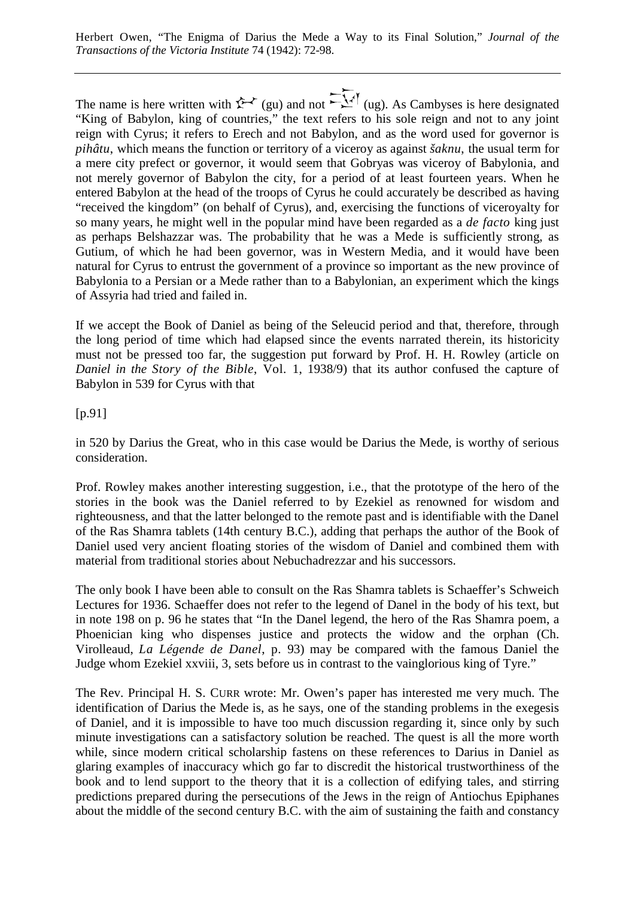The name is here written with 𒄖 (gu) and not 𒌑 (ug). As Cambyses is here designated "King of Babylon, king of countries," the text refers to his sole reign and not to any joint reign with Cyrus; it refers to Erech and not Babylon, and as the word used for governor is *pihâtu*, which means the function or territory of a viceroy as against *šaknu*, the usual term for a mere city prefect or governor, it would seem that Gobryas was viceroy of Babylonia, and not merely governor of Babylon the city, for a period of at least fourteen years. When he entered Babylon at the head of the troops of Cyrus he could accurately be described as having "received the kingdom" (on behalf of Cyrus), and, exercising the functions of viceroyalty for so many years, he might well in the popular mind have been regarded as a *de facto* king just as perhaps Belshazzar was. The probability that he was a Mede is sufficiently strong, as Gutium, of which he had been governor, was in Western Media, and it would have been natural for Cyrus to entrust the government of a province so important as the new province of Babylonia to a Persian or a Mede rather than to a Babylonian, an experiment which the kings of Assyria had tried and failed in.

If we accept the Book of Daniel as being of the Seleucid period and that, therefore, through the long period of time which had elapsed since the events narrated therein, its historicity must not be pressed too far, the suggestion put forward by Prof. H. H. Rowley (article on *Daniel in the Story of the Bible*, Vol. 1, 1938/9) that its author confused the capture of Babylon in 539 for Cyrus with that

[p.91]

in 520 by Darius the Great, who in this case would be Darius the Mede, is worthy of serious consideration.

Prof. Rowley makes another interesting suggestion, i.e., that the prototype of the hero of the stories in the book was the Daniel referred to by Ezekiel as renowned for wisdom and righteousness, and that the latter belonged to the remote past and is identifiable with the Danel of the Ras Shamra tablets (14th century B.C.), adding that perhaps the author of the Book of Daniel used very ancient floating stories of the wisdom of Daniel and combined them with material from traditional stories about Nebuchadrezzar and his successors.

The only book I have been able to consult on the Ras Shamra tablets is Schaeffer's Schweich Lectures for 1936. Schaeffer does not refer to the legend of Danel in the body of his text, but in note 198 on p. 96 he states that "In the Danel legend, the hero of the Ras Shamra poem, a Phoenician king who dispenses justice and protects the widow and the orphan (Ch. Virolleaud, *La Légende de Danel*, p. 93) may be compared with the famous Daniel the Judge whom Ezekiel xxviii, 3, sets before us in contrast to the vainglorious king of Tyre."

The Rev. Principal H. S. CURR wrote: Mr. Owen's paper has interested me very much. The identification of Darius the Mede is, as he says, one of the standing problems in the exegesis of Daniel, and it is impossible to have too much discussion regarding it, since only by such minute investigations can a satisfactory solution be reached. The quest is all the more worth while, since modern critical scholarship fastens on these references to Darius in Daniel as glaring examples of inaccuracy which go far to discredit the historical trustworthiness of the book and to lend support to the theory that it is a collection of edifying tales, and stirring predictions prepared during the persecutions of the Jews in the reign of Antiochus Epiphanes about the middle of the second century B.C. with the aim of sustaining the faith and constancy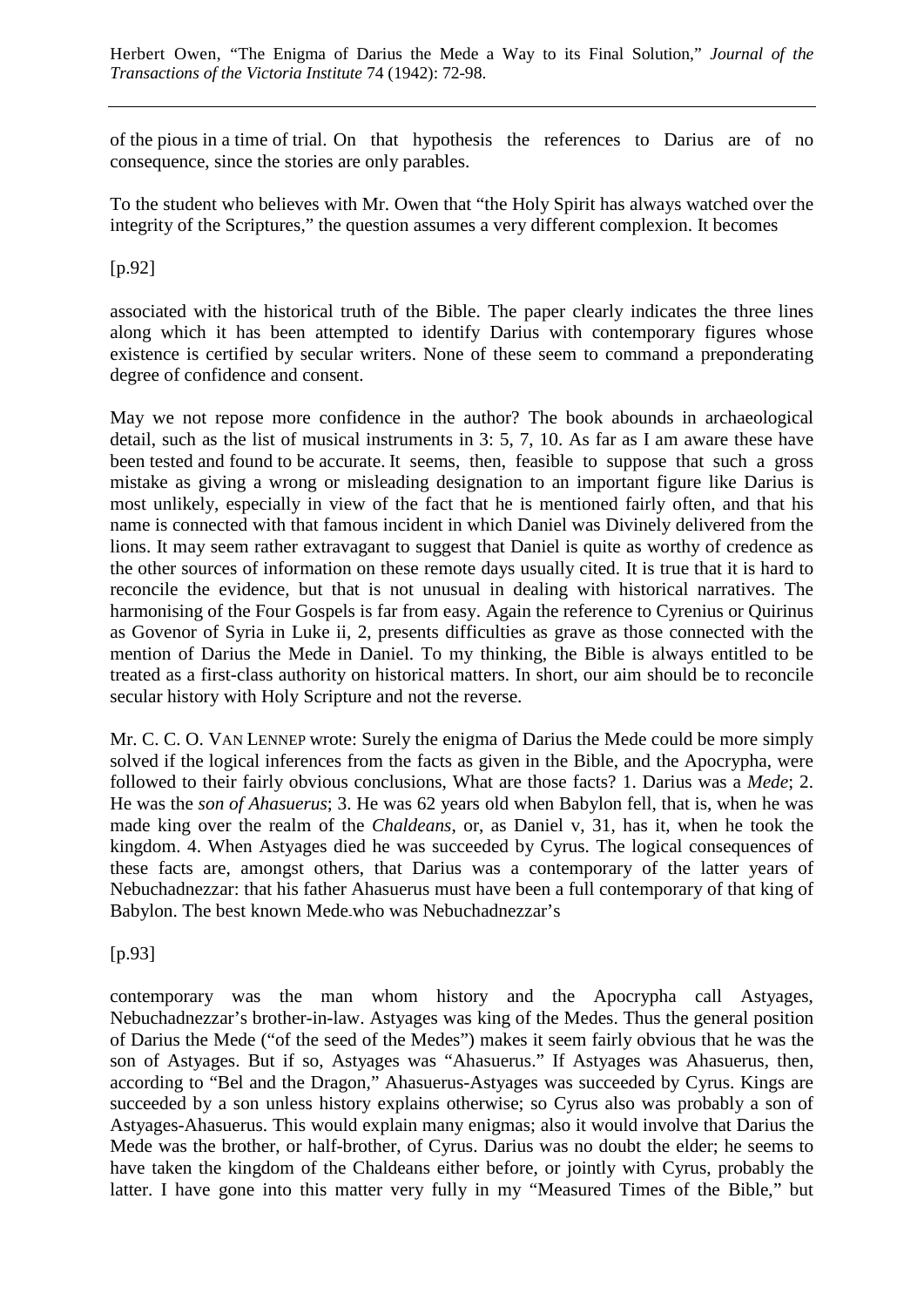of the pious in a time of trial. On that hypothesis the references to Darius are of no consequence, since the stories are only parables.

To the student who believes with Mr. Owen that "the Holy Spirit has always watched over the integrity of the Scriptures," the question assumes a very different complexion. It becomes

[p.92]

associated with the historical truth of the Bible. The paper clearly indicates the three lines along which it has been attempted to identify Darius with contemporary figures whose existence is certified by secular writers. None of these seem to command a preponderating degree of confidence and consent.

May we not repose more confidence in the author? The book abounds in archaeological detail, such as the list of musical instruments in 3: 5, 7, 10. As far as I am aware these have been tested and found to be accurate. It seems, then, feasible to suppose that such a gross mistake as giving a wrong or misleading designation to an important figure like Darius is most unlikely, especially in view of the fact that he is mentioned fairly often, and that his name is connected with that famous incident in which Daniel was Divinely delivered from the lions. It may seem rather extravagant to suggest that Daniel is quite as worthy of credence as the other sources of information on these remote days usually cited. It is true that it is hard to reconcile the evidence, but that is not unusual in dealing with historical narratives. The harmonising of the Four Gospels is far from easy. Again the reference to Cyrenius or Quirinus as Govenor of Syria in Luke ii, 2, presents difficulties as grave as those connected with the mention of Darius the Mede in Daniel. To my thinking, the Bible is always entitled to be treated as a first-class authority on historical matters. In short, our aim should be to reconcile secular history with Holy Scripture and not the reverse.

Mr. C. C. O. VAN LENNEP wrote: Surely the enigma of Darius the Mede could be more simply solved if the logical inferences from the facts as given in the Bible, and the Apocrypha, were followed to their fairly obvious conclusions, What are those facts? 1. Darius was a *Mede*; 2. He was the *son of Ahasuerus*; 3. He was 62 years old when Babylon fell, that is, when he was made king over the realm of the *Chaldeans*, or, as Daniel v, 31, has it, when he took the kingdom. 4. When Astyages died he was succeeded by Cyrus. The logical consequences of these facts are, amongst others, that Darius was a contemporary of the latter years of Nebuchadnezzar: that his father Ahasuerus must have been a full contemporary of that king of Babylon. The best known Mede who was Nebuchadnezzar's

[p.93]

contemporary was the man whom history and the Apocrypha call Astyages, Nebuchadnezzar's brother-in-law. Astyages was king of the Medes. Thus the general position of Darius the Mede ("of the seed of the Medes") makes it seem fairly obvious that he was the son of Astyages. But if so, Astyages was "Ahasuerus." If Astyages was Ahasuerus, then, according to "Bel and the Dragon," Ahasuerus-Astyages was succeeded by Cyrus. Kings are succeeded by a son unless history explains otherwise; so Cyrus also was probably a son of Astyages-Ahasuerus. This would explain many enigmas; also it would involve that Darius the Mede was the brother, or half-brother, of Cyrus. Darius was no doubt the elder; he seems to have taken the kingdom of the Chaldeans either before, or jointly with Cyrus, probably the latter. I have gone into this matter very fully in my "Measured Times of the Bible," but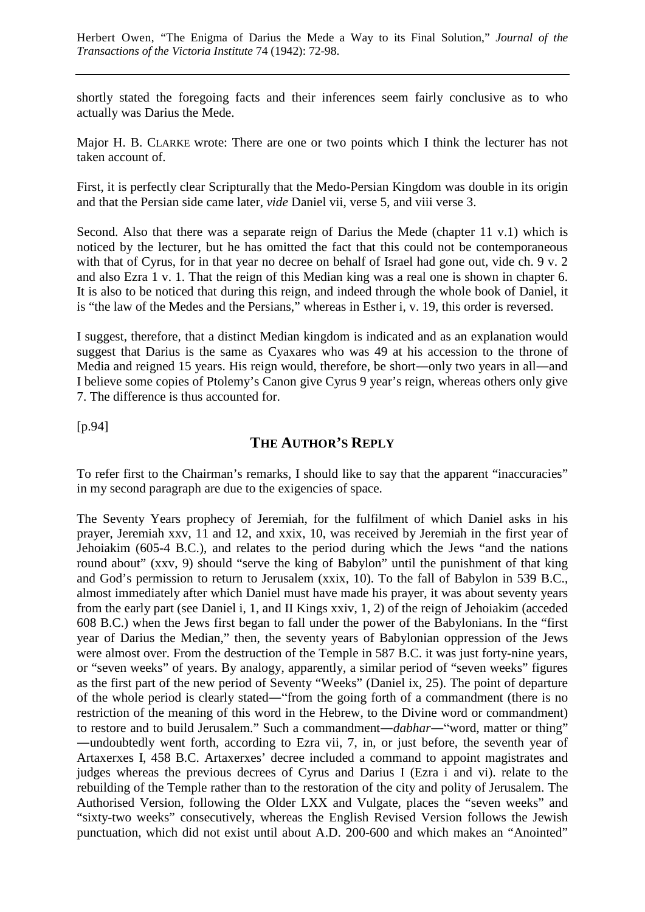shortly stated the foregoing facts and their inferences seem fairly conclusive as to who actually was Darius the Mede.

Major H. B. CLARKE wrote: There are one or two points which I think the lecturer has not taken account of.

First, it is perfectly clear Scripturally that the Medo-Persian Kingdom was double in its origin and that the Persian side came later, *vide* Daniel vii, verse 5, and viii verse 3.

Second. Also that there was a separate reign of Darius the Mede (chapter 11 v.1) which is noticed by the lecturer, but he has omitted the fact that this could not be contemporaneous with that of Cyrus, for in that year no decree on behalf of Israel had gone out, vide ch. 9 v. 2 and also Ezra 1 v. 1. That the reign of this Median king was a real one is shown in chapter 6. It is also to be noticed that during this reign, and indeed through the whole book of Daniel, it is "the law of the Medes and the Persians," whereas in Esther i, v. 19, this order is reversed.

I suggest, therefore, that a distinct Median kingdom is indicated and as an explanation would suggest that Darius is the same as Cyaxares who was 49 at his accession to the throne of Media and reigned 15 years. His reign would, therefore, be short—only two years in all—and I believe some copies of Ptolemy's Canon give Cyrus 9 year's reign, whereas others only give 7. The difference is thus accounted for.

[p.94]

## THE AUTHOR'S REPLY

To refer first to the Chairman's remarks, I should like to say that the apparent "inaccuracies" in my second paragraph are due to the exigencies of space.

The Seventy Years prophecy of Jeremiah, for the fulfilment of which Daniel asks in his prayer, Jeremiah xxv, 11 and 12, and xxix, 10, was received by Jeremiah in the first year of Jehoiakim (605-4 B.C.), and relates to the period during which the Jews "and the nations round about" (xxv, 9) should "serve the king of Babylon" until the punishment of that king and God's permission to return to Jerusalem (xxix, 10). To the fall of Babylon in 539 B.C., almost immediately after which Daniel must have made his prayer, it was about seventy years from the early part (see Daniel i, 1, and II Kings xxiv, 1, 2) of the reign of Jehoiakim (acceded 608 B.C.) when the Jews first began to fall under the power of the Babylonians. In the "first year of Darius the Median," then, the seventy years of Babylonian oppression of the Jews were almost over. From the destruction of the Temple in 587 B.C. it was just forty-nine years, or "seven weeks" of years. By analogy, apparently, a similar period of "seven weeks" figures as the first part of the new period of Seventy "Weeks" (Daniel ix, 25). The point of departure of the whole period is clearly stated—"from the going forth of a commandment (there is no restriction of the meaning of this word in the Hebrew, to the Divine word or commandment) to restore and to build Jerusalem." Such a commandment—*dabhar*—"word, matter or thing" —undoubtedly went forth, according to Ezra vii, 7, in, or just before, the seventh year of Artaxerxes I, 458 B.C. Artaxerxes' decree included a command to appoint magistrates and judges whereas the previous decrees of Cyrus and Darius I (Ezra i and vi). relate to the rebuilding of the Temple rather than to the restoration of the city and polity of Jerusalem. The Authorised Version, following the Older LXX and Vulgate, places the "seven weeks" and "sixty-two weeks" consecutively, whereas the English Revised Version follows the Jewish punctuation, which did not exist until about A.D. 200-600 and which makes an "Anointed"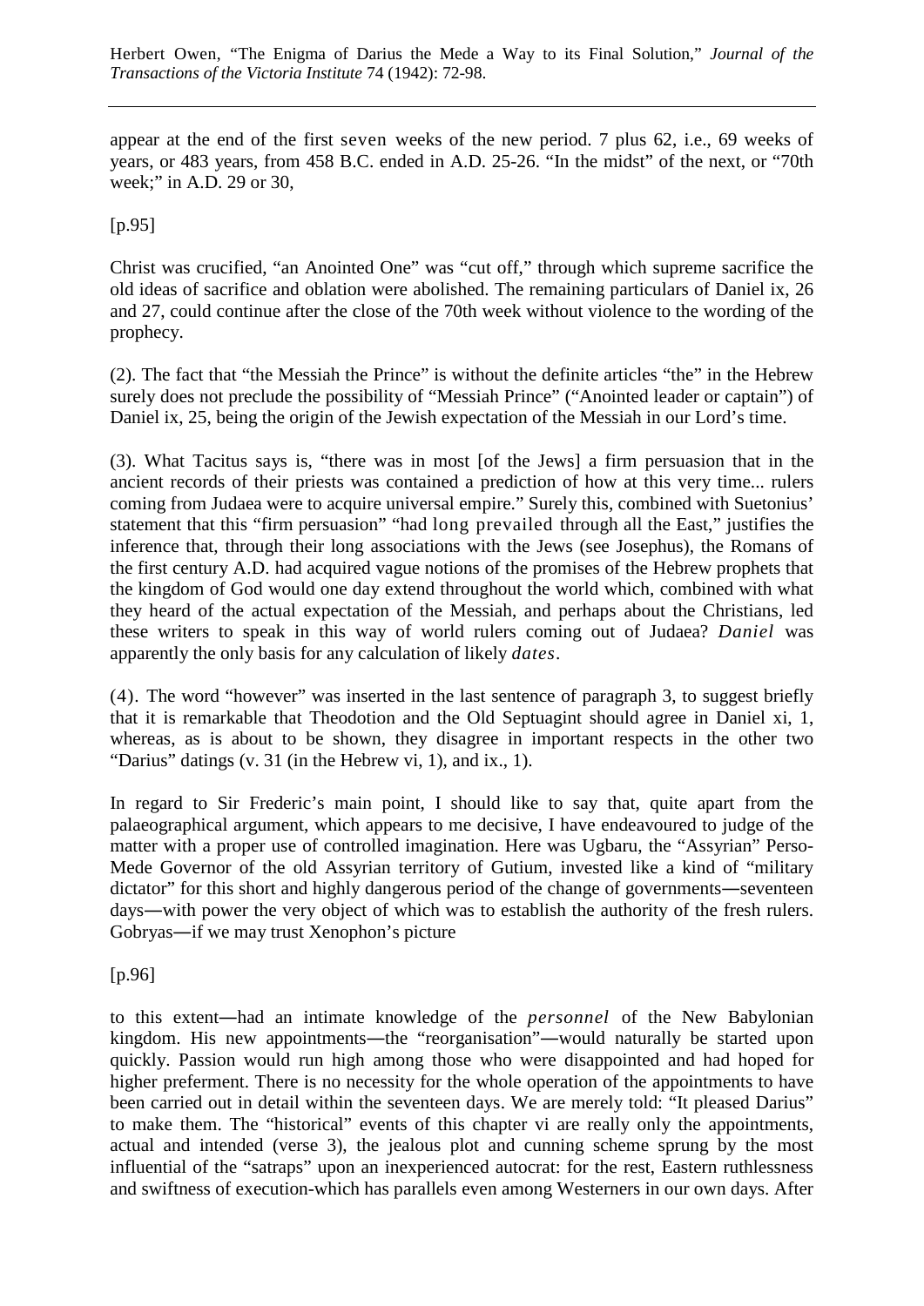appear at the end of the first seven weeks of the new period. 7 plus 62, i.e., 69 weeks of years, or 483 years, from 458 B.C. ended in A.D. 25-26. "In the midst" of the next, or "70th week;" in A.D. 29 or 30,

[p.95]

Christ was crucified, "an Anointed One" was "cut off," through which supreme sacrifice the old ideas of sacrifice and oblation were abolished. The remaining particulars of Daniel ix, 26 and 27, could continue after the close of the 70th week without violence to the wording of the prophecy.

(2). The fact that "the Messiah the Prince" is without the definite articles "the" in the Hebrew surely does not preclude the possibility of "Messiah Prince" ("Anointed leader or captain") of Daniel ix, 25, being the origin of the Jewish expectation of the Messiah in our Lord's time.

(3). What Tacitus says is, "there was in most [of the Jews] a firm persuasion that in the ancient records of their priests was contained a prediction of how at this very time... rulers coming from Judaea were to acquire universal empire." Surely this, combined with Suetonius' statement that this "firm persuasion" "had long prevailed through all the East," justifies the inference that, through their long associations with the Jews (see Josephus), the Romans of the first century A.D. had acquired vague notions of the promises of the Hebrew prophets that the kingdom of God would one day extend throughout the world which, combined with what they heard of the actual expectation of the Messiah, and perhaps about the Christians, led these writers to speak in this way of world rulers coming out of Judaea? *Daniel* was apparently the only basis for any calculation of likely *dates*.

(4). The word "however" was inserted in the last sentence of paragraph 3, to suggest briefly that it is remarkable that Theodotion and the Old Septuagint should agree in Daniel xi, 1, whereas, as is about to be shown, they disagree in important respects in the other two "Darius" datings (v. 31 (in the Hebrew vi, 1), and ix., 1).

In regard to Sir Frederic's main point, I should like to say that, quite apart from the palaeographical argument, which appears to me decisive, I have endeavoured to judge of the matter with a proper use of controlled imagination. Here was Ugbaru, the "Assyrian" Perso-Mede Governor of the old Assyrian territory of Gutium, invested like a kind of "military dictator" for this short and highly dangerous period of the change of governments—seventeen days—with power the very object of which was to establish the authority of the fresh rulers. Gobryas—if we may trust Xenophon's picture

[p.96]

to this extent—had an intimate knowledge of the *personnel* of the New Babylonian kingdom. His new appointments—the "reorganisation"—would naturally be started upon quickly. Passion would run high among those who were disappointed and had hoped for higher preferment. There is no necessity for the whole operation of the appointments to have been carried out in detail within the seventeen days. We are merely told: "It pleased Darius" to make them. The "historical" events of this chapter vi are really only the appointments, actual and intended (verse 3), the jealous plot and cunning scheme sprung by the most influential of the "satraps" upon an inexperienced autocrat: for the rest, Eastern ruthlessness and swiftness of execution-which has parallels even among Westerners in our own days. After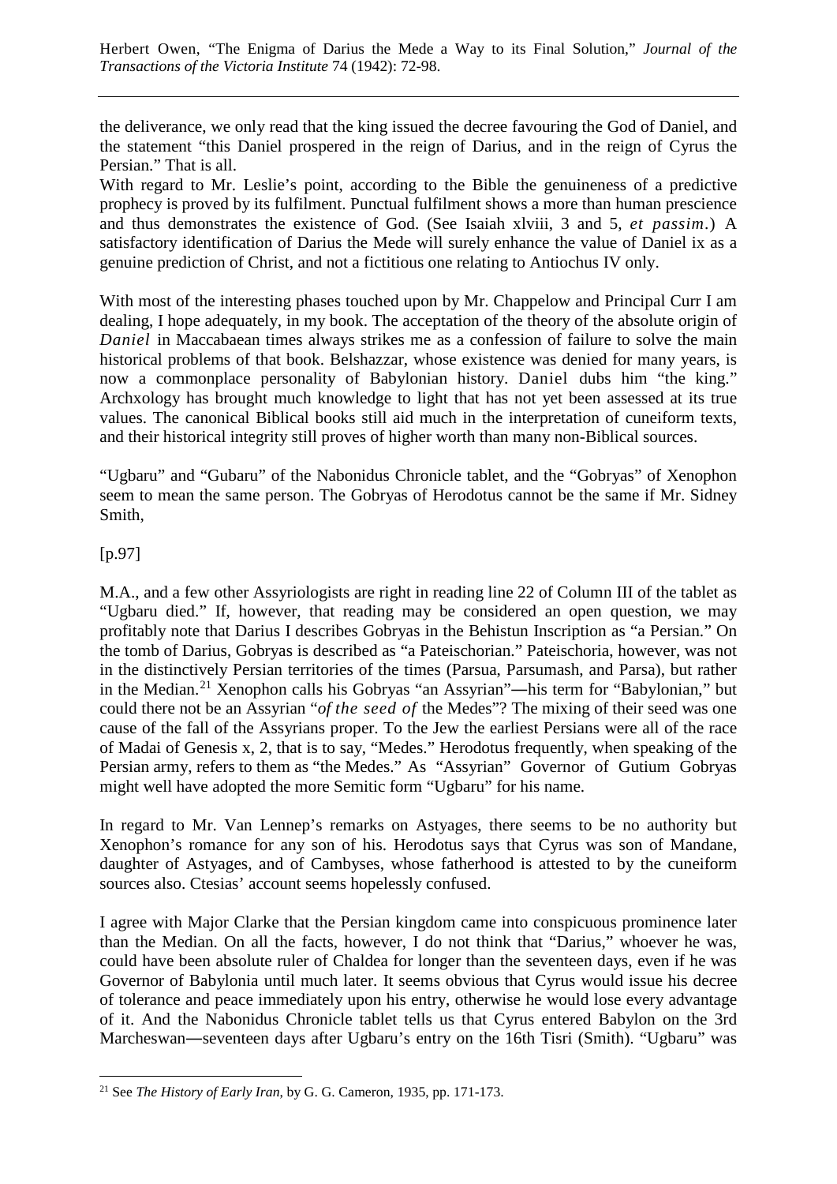the deliverance, we only read that the king issued the decree favouring the God of Daniel, and the statement "this Daniel prospered in the reign of Darius, and in the reign of Cyrus the Persian." That is all.

With regard to Mr. Leslie's point, according to the Bible the genuineness of a predictive prophecy is proved by its fulfilment. Punctual fulfilment shows a more than human prescience and thus demonstrates the existence of God. (See Isaiah xlviii, 3 and 5, *et passim*.) A satisfactory identification of Darius the Mede will surely enhance the value of Daniel ix as a genuine prediction of Christ, and not a fictitious one relating to Antiochus IV only.

With most of the interesting phases touched upon by Mr. Chappelow and Principal Curr I am dealing, I hope adequately, in my book. The acceptation of the theory of the absolute origin of *Daniel* in Maccabaean times always strikes me as a confession of failure to solve the main historical problems of that book. Belshazzar, whose existence was denied for many years, is now a commonplace personality of Babylonian history. Daniel dubs him "the king." Archxology has brought much knowledge to light that has not yet been assessed at its true values. The canonical Biblical books still aid much in the interpretation of cuneiform texts, and their historical integrity still proves of higher worth than many non-Biblical sources.

"Ugbaru" and "Gubaru" of the Nabonidus Chronicle tablet, and the "Gobryas" of Xenophon seem to mean the same person. The Gobryas of Herodotus cannot be the same if Mr. Sidney Smith,

[p.97]

M.A., and a few other Assyriologists are right in reading line 22 of Column III of the tablet as "Ugbaru died." If, however, that reading may be considered an open question, we may profitably note that Darius I describes Gobryas in the Behistun Inscription as "a Persian." On the tomb of Darius, Gobryas is described as "a Pateischorian." Pateischoria, however, was not in the distinctively Persian territories of the times (Parsua, Parsumash, and Parsa), but rather in the Median.[21] Xenophon calls his Gobryas "an Assyrian"—his term for "Babylonian," but could there not be an Assyrian "*of the seed of* the Medes"? The mixing of their seed was one cause of the fall of the Assyrians proper. To the Jew the earliest Persians were all of the race of Madai of Genesis x, 2, that is to say, "Medes." Herodotus frequently, when speaking of the Persian army, refers to them as "the Medes." As "Assyrian" Governor of Gutium Gobryas might well have adopted the more Semitic form "Ugbaru" for his name.

In regard to Mr. Van Lennep's remarks on Astyages, there seems to be no authority but Xenophon's romance for any son of his. Herodotus says that Cyrus was son of Mandane, daughter of Astyages, and of Cambyses, whose fatherhood is attested to by the cuneiform sources also. Ctesias' account seems hopelessly confused.

I agree with Major Clarke that the Persian kingdom came into conspicuous prominence later than the Median. On all the facts, however, I do not think that "Darius," whoever he was, could have been absolute ruler of Chaldea for longer than the seventeen days, even if he was Governor of Babylonia until much later. It seems obvious that Cyrus would issue his decree of tolerance and peace immediately upon his entry, otherwise he would lose every advantage of it. And the Nabonidus Chronicle tablet tells us that Cyrus entered Babylon on the 3rd Marcheswan—seventeen days after Ugbaru's entry on the 16th Tisri (Smith). "Ugbaru" was

[21] See *The History of Early Iran*, by G. G. Cameron, 1935, pp. 171-173.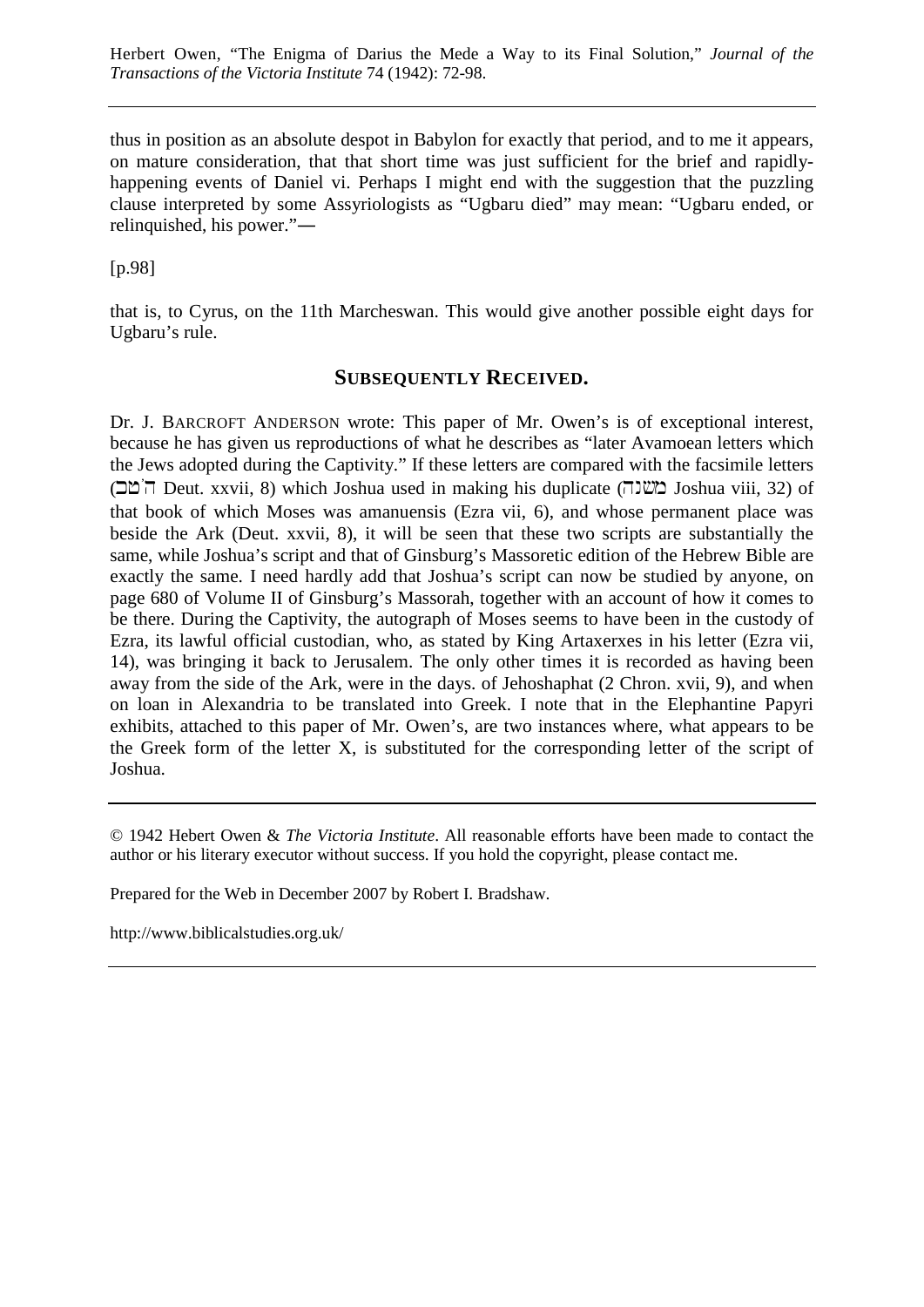thus in position as an absolute despot in Babylon for exactly that period, and to me it appears, on mature consideration, that that short time was just sufficient for the brief and rapidly-happening events of Daniel vi. Perhaps I might end with the suggestion that the puzzling clause interpreted by some Assyriologists as "Ugbaru died" may mean: "Ugbaru ended, or relinquished, his power."—

[p.98]

that is, to Cyrus, on the 11th Marcheswan. This would give another possible eight days for Ugbaru's rule.

## SUBSEQUENTLY RECEIVED.

Dr. J. BARCROFT ANDERSON wrote: This paper of Mr. Owen's is of exceptional interest, because he has given us reproductions of what he describes as "later Avamoean letters which the Jews adopted during the Captivity." If these letters are compared with the facsimile letters (היטב Deut. xxvii, 8) which Joshua used in making his duplicate (משנה Joshua viii, 32) of that book of which Moses was amanuensis (Ezra vii, 6), and whose permanent place was beside the Ark (Deut. xxvii, 8), it will be seen that these two scripts are substantially the same, while Joshua's script and that of Ginsburg's Massoretic edition of the Hebrew Bible are exactly the same. I need hardly add that Joshua's script can now be studied by anyone, on page 680 of Volume II of Ginsburg's Massorah, together with an account of how it comes to be there. During the Captivity, the autograph of Moses seems to have been in the custody of Ezra, its lawful official custodian, who, as stated by King Artaxerxes in his letter (Ezra vii, 14), was bringing it back to Jerusalem. The only other times it is recorded as having been away from the side of the Ark, were in the days. of Jehoshaphat (2 Chron. xvii, 9), and when on loan in Alexandria to be translated into Greek. I note that in the Elephantine Papyri exhibits, attached to this paper of Mr. Owen's, are two instances where, what appears to be the Greek form of the letter X, is substituted for the corresponding letter of the script of Joshua.

---

© 1942 Hebert Owen & *The Victoria Institute*. All reasonable efforts have been made to contact the author or his literary executor without success. If you hold the copyright, please contact me.

Prepared for the Web in December 2007 by Robert I. Bradshaw.

http://www.biblicalstudies.org.uk/